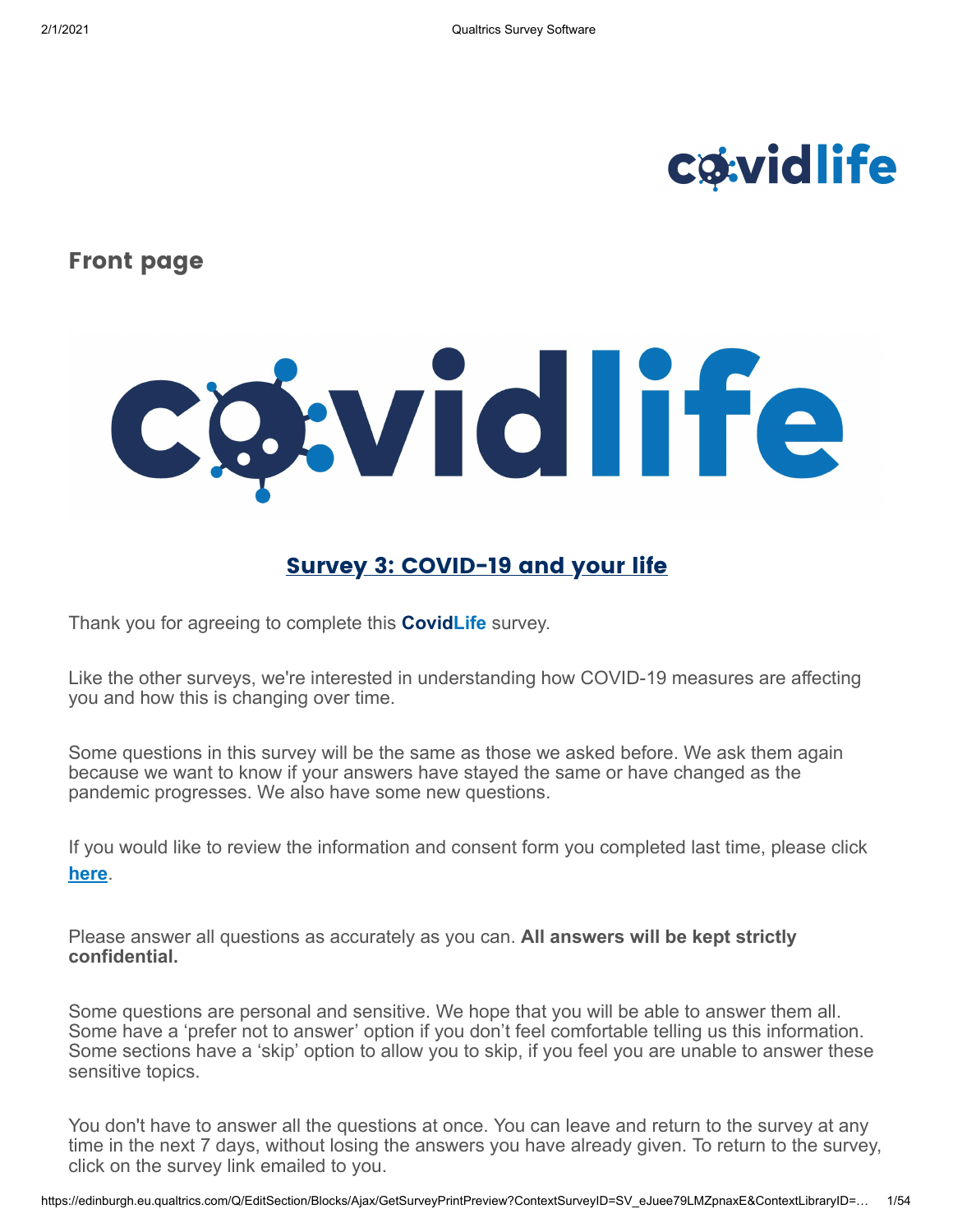## Front page

### Survey 3: COVID-19 and your life

Thank you for agreeing to complete this **CovidLife** survey.

Like the other surveys, we're interested in understanding how COVID-19 measures are affecting you and how this is changing over time.

Some questions in this survey will be the same as those we asked before. We ask them again because we want to know if your answers have stayed the same or have changed as the pandemic progresses. We also have some new questions.

If you would like to review the information and consent form you completed last time, please click **here**.

Please answer all questions as accurately as you can. **All answers will be kept strictly confidential.**

Some questions are personal and sensitive. We hope that you will be able to answer them all. Some have a 'prefer not to answer' option if you don't feel comfortable telling us this information. Some sections have a 'skip' option to allow you to skip, if you feel you are unable to answer these sensitive topics.

You don't have to answer all the questions at once. You can leave and return to the survey at any time in the next 7 days, without losing the answers you have already given. To return to the survey, click on the survey link emailed to you.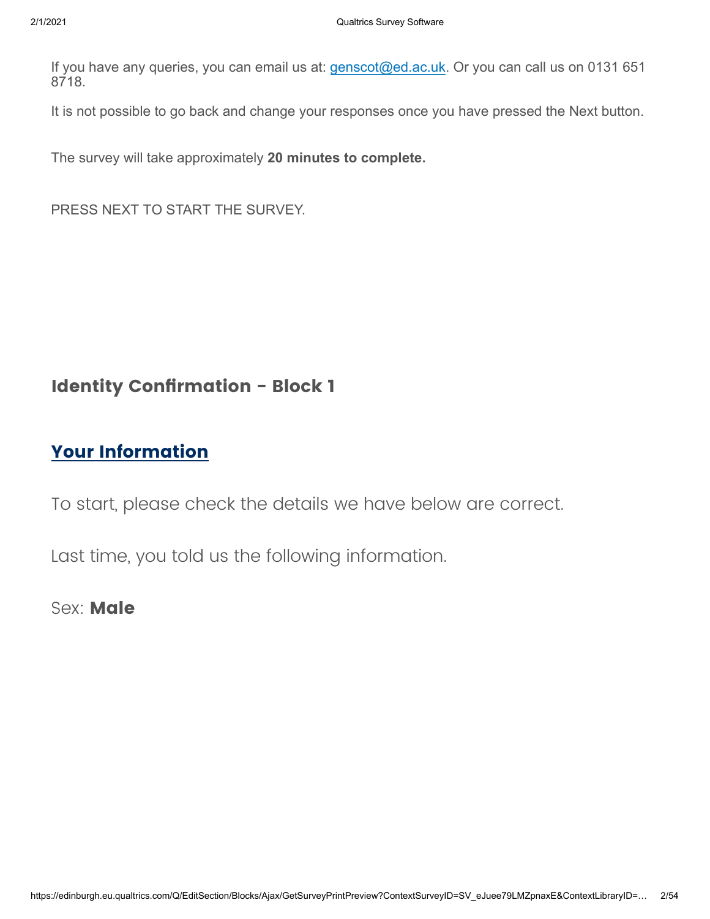If you have any queries, you can email us at: [genscot@ed.ac.uk](mailto:genscot@ed.ac.uk). Or you can call us on 0131 651 8718.

It is not possible to go back and change your responses once you have pressed the Next button.

The survey will take approximately **20 minutes to complete.**

PRESS NEXT TO START THE SURVEY.

## Identity Confirmation - Block 1

## Your Information

To start, please check the details we have below are correct.

Last time, you told us the following information.

Sex: **Male**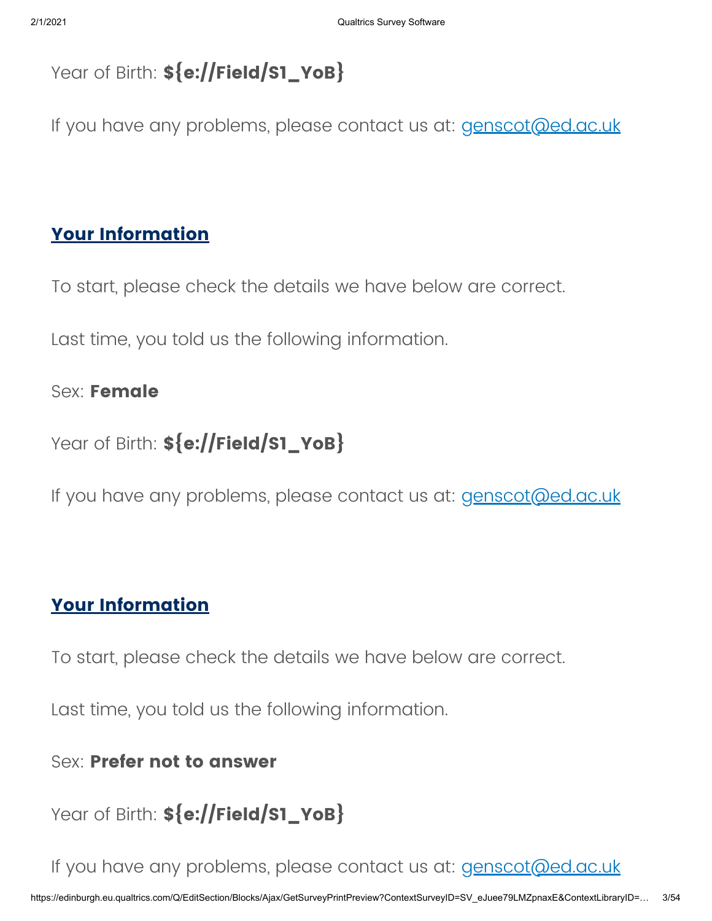Year of Birth: **${e://Field/S1_YoB}**

If you have any problems, please contact us at: [genscot@ed.ac.uk](mailto:genscot@ed.ac.uk)

## Your Information

To start, please check the details we have below are correct.

Last time, you told us the following information.

Sex: **Female**

Year of Birth: **${e://Field/S1_YoB}**

If you have any problems, please contact us at: [genscot@ed.ac.uk](mailto:genscot@ed.ac.uk)

## Your Information

To start, please check the details we have below are correct.

Last time, you told us the following information.

Sex: **Prefer not to answer**

Year of Birth: **${e://Field/S1_YoB}**

If you have any problems, please contact us at: [genscot@ed.ac.uk](mailto:genscot@ed.ac.uk)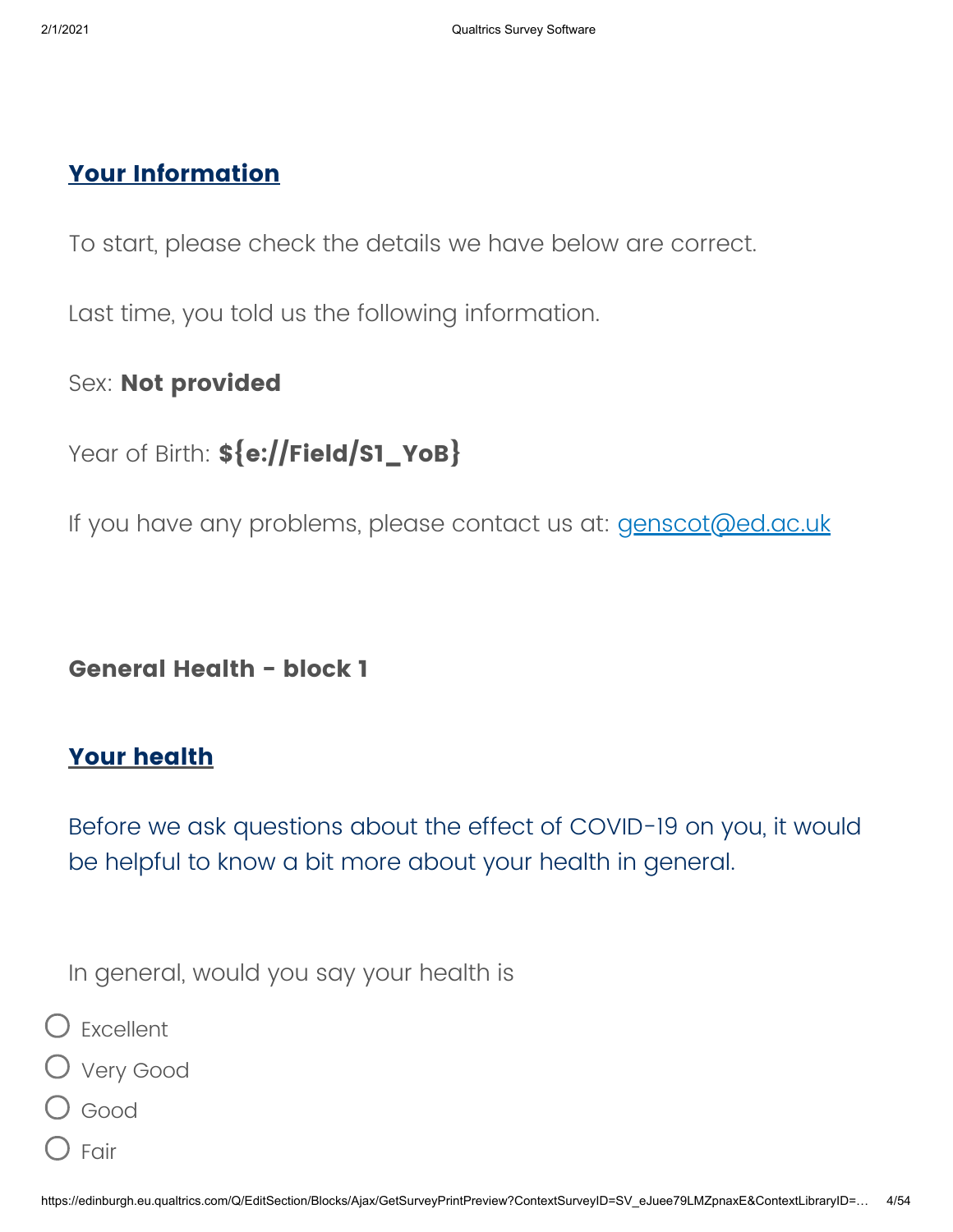## Your Information

To start, please check the details we have below are correct.

Last time, you told us the following information.

Sex: **Not provided**

Year of Birth: **${e://Field/S1_YoB}**

If you have any problems, please contact us at: genscot@ed.ac.uk

**General Health - block 1**

## Your health

Before we ask questions about the effect of COVID-19 on you, it would be helpful to know a bit more about your health in general.

In general, would you say your health is

- Excellent
- Very Good
- Good
- Fair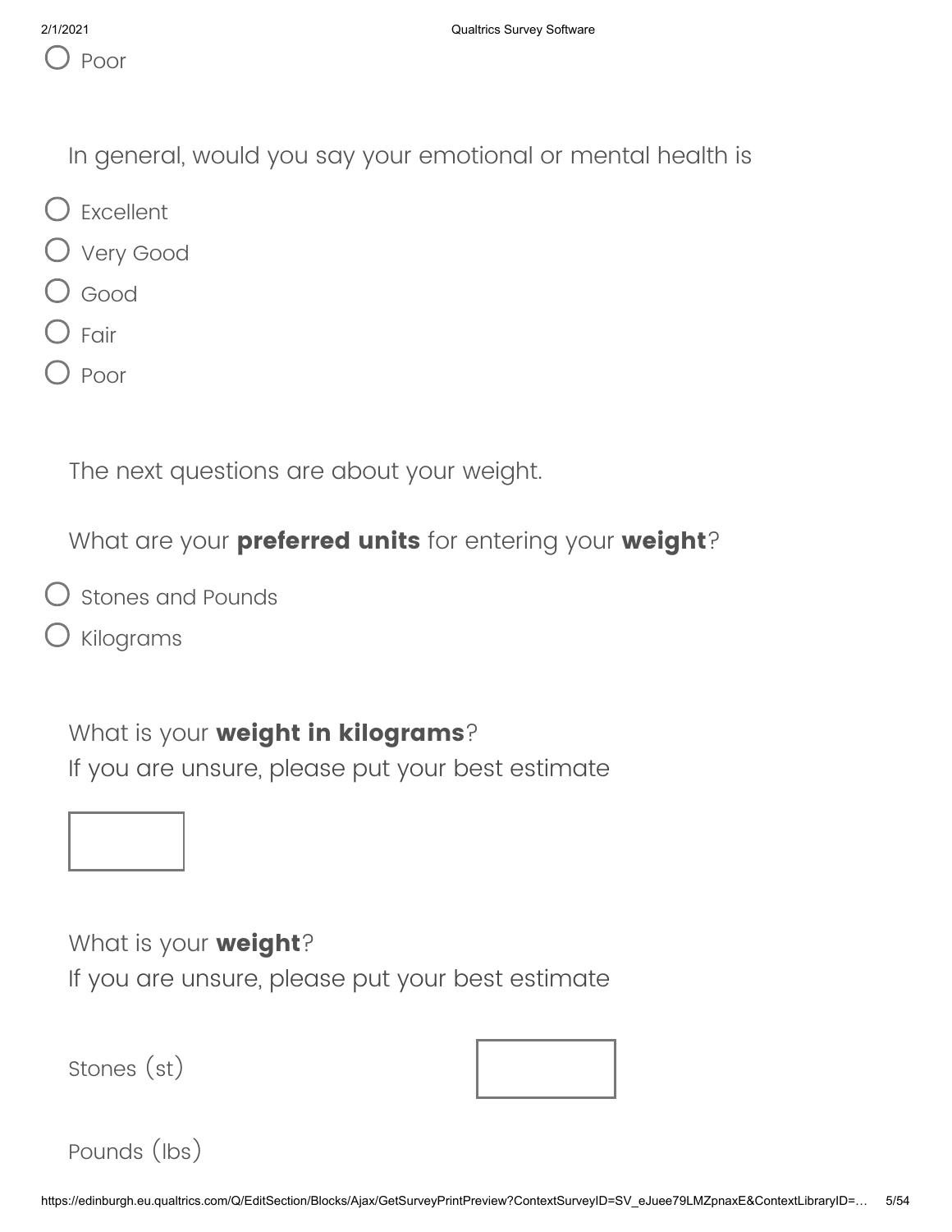- ○ Poor

In general, would you say your emotional or mental health is

- ○ Excellent
- ○ Very Good
- ○ Good
- ○ Fair
- ○ Poor

The next questions are about your weight.

What are your **preferred units** for entering your **weight**?

- ○ Stones and Pounds
- ○ Kilograms

What is your **weight in kilograms**?
If you are unsure, please put your best estimate

[ ]

What is your **weight**?
If you are unsure, please put your best estimate

Stones (st) [ ]

Pounds (lbs)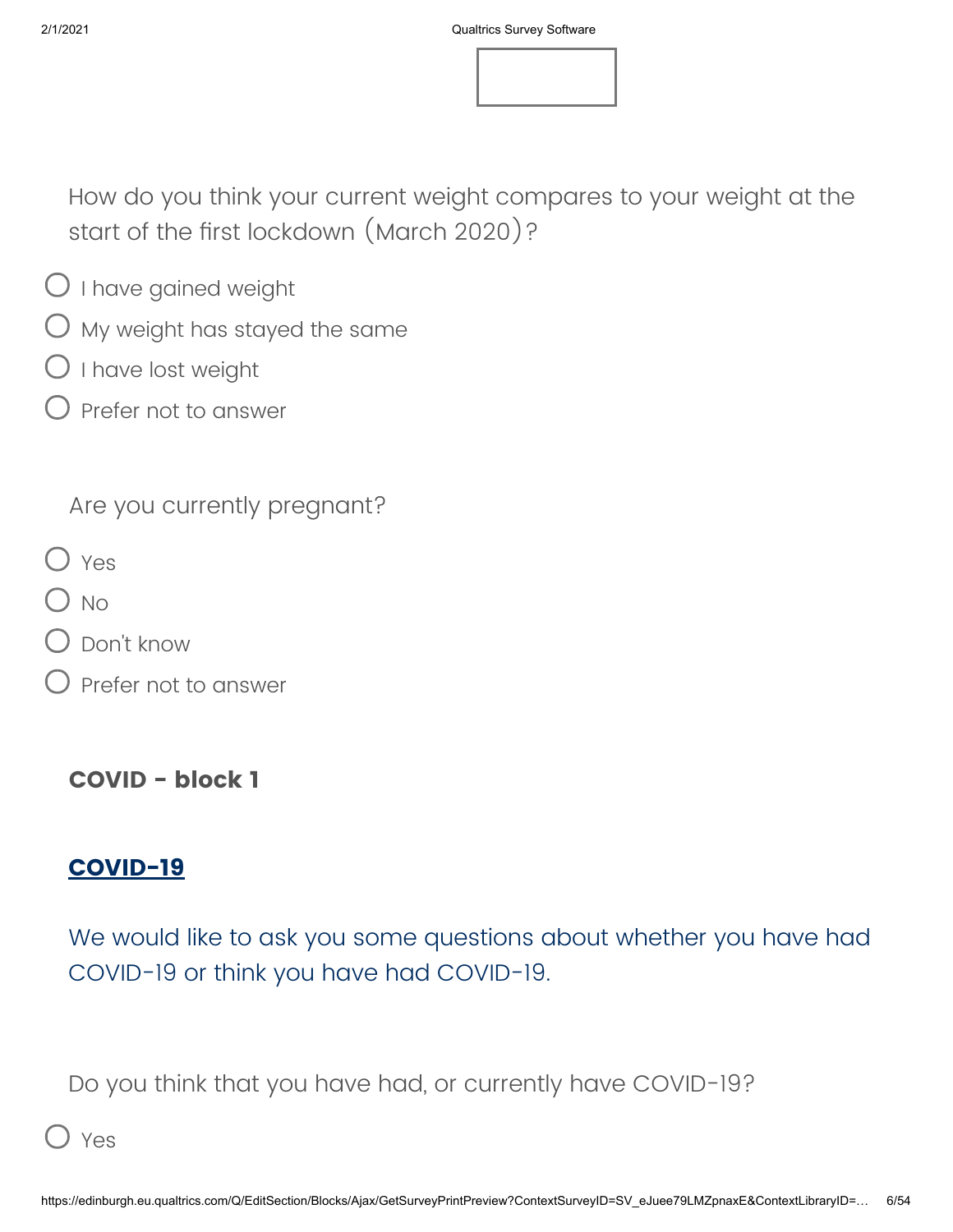How do you think your current weight compares to your weight at the start of the first lockdown (March 2020)?

- I have gained weight
- My weight has stayed the same
- I have lost weight
- Prefer not to answer

Are you currently pregnant?

- Yes
- No
- Don't know
- Prefer not to answer

**COVID - block 1**

## COVID-19

We would like to ask you some questions about whether you have had COVID-19 or think you have had COVID-19.

Do you think that you have had, or currently have COVID-19?

- Yes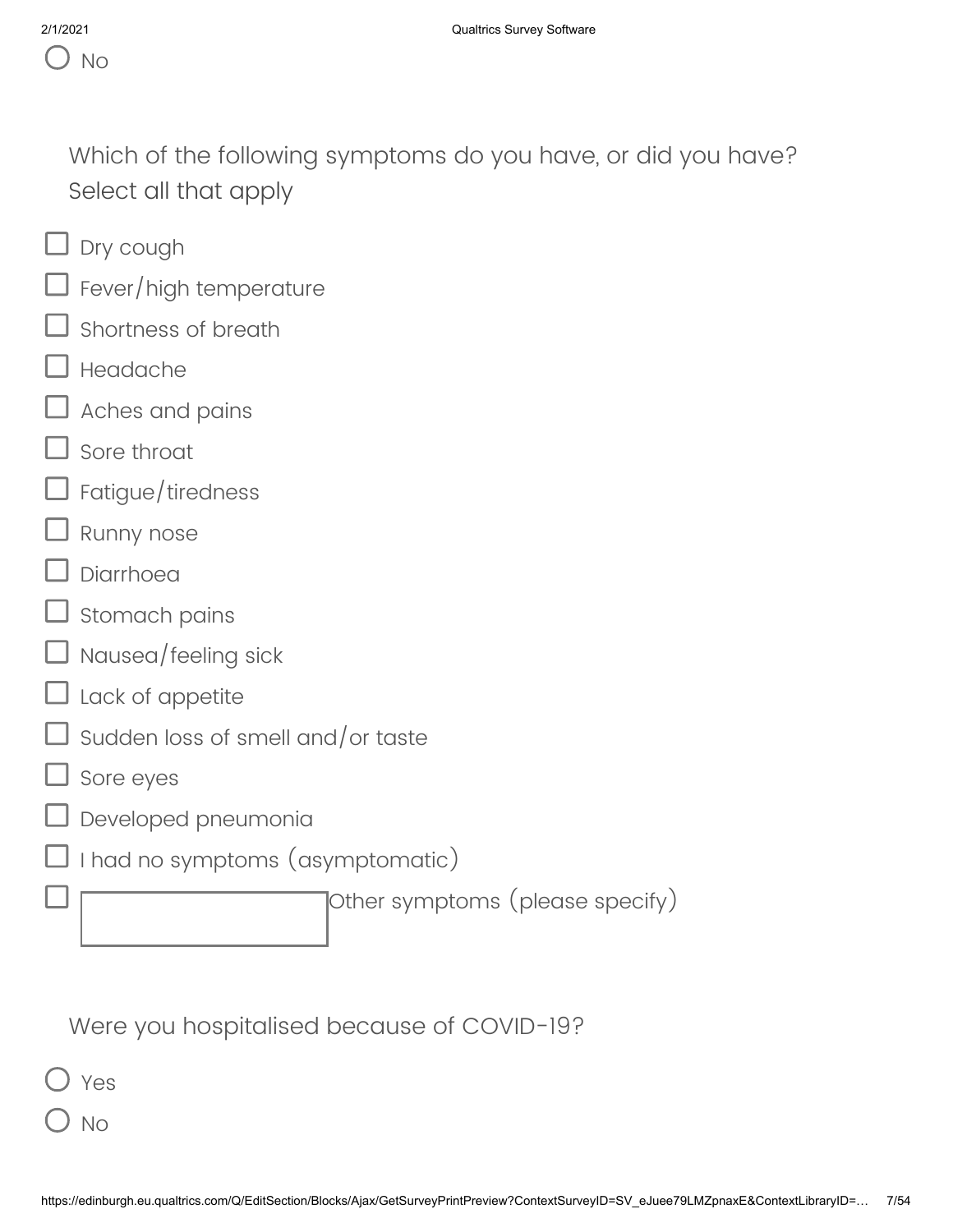○ No

Which of the following symptoms do you have, or did you have? Select all that apply

- ☐ Dry cough
- ☐ Fever/high temperature
- ☐ Shortness of breath
- ☐ Headache
- ☐ Aches and pains
- ☐ Sore throat
- ☐ Fatigue/tiredness
- ☐ Runny nose
- ☐ Diarrhoea
- ☐ Stomach pains
- ☐ Nausea/feeling sick
- ☐ Lack of appetite
- ☐ Sudden loss of smell and/or taste
- ☐ Sore eyes
- ☐ Developed pneumonia
- ☐ I had no symptoms (asymptomatic)
- ☐ Other symptoms (please specify) \_\_\_\_\_\_\_\_\_\_

Were you hospitalised because of COVID-19?

○ Yes

○ No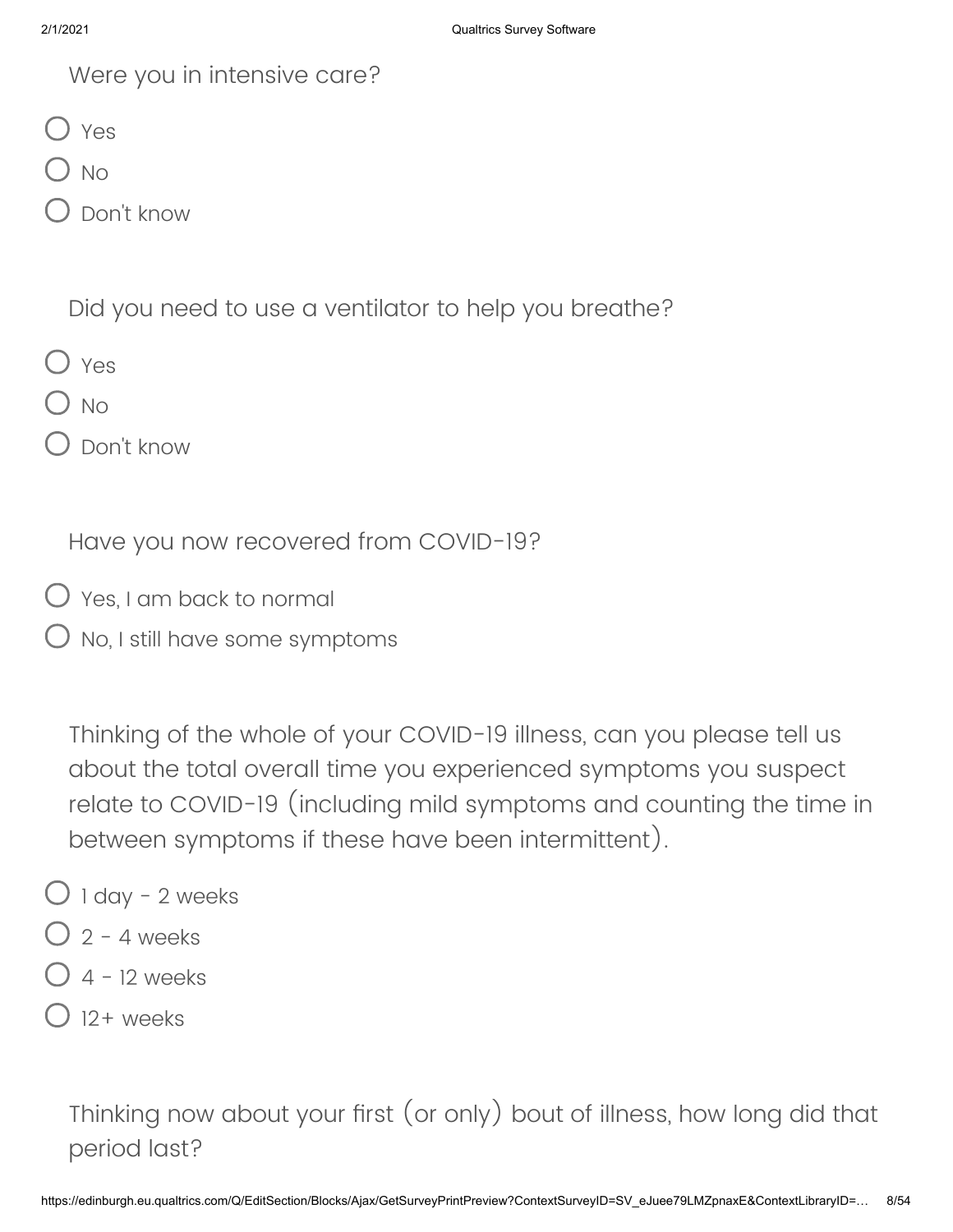Were you in intensive care?

- ○ Yes
- ○ No
- ○ Don't know

Did you need to use a ventilator to help you breathe?

- ○ Yes
- ○ No
- ○ Don't know

Have you now recovered from COVID-19?

- ○ Yes, I am back to normal
- ○ No, I still have some symptoms

Thinking of the whole of your COVID-19 illness, can you please tell us about the total overall time you experienced symptoms you suspect relate to COVID-19 (including mild symptoms and counting the time in between symptoms if these have been intermittent).

- ○ 1 day - 2 weeks
- ○ 2 - 4 weeks
- ○ 4 - 12 weeks
- ○ 12+ weeks

Thinking now about your first (or only) bout of illness, how long did that period last?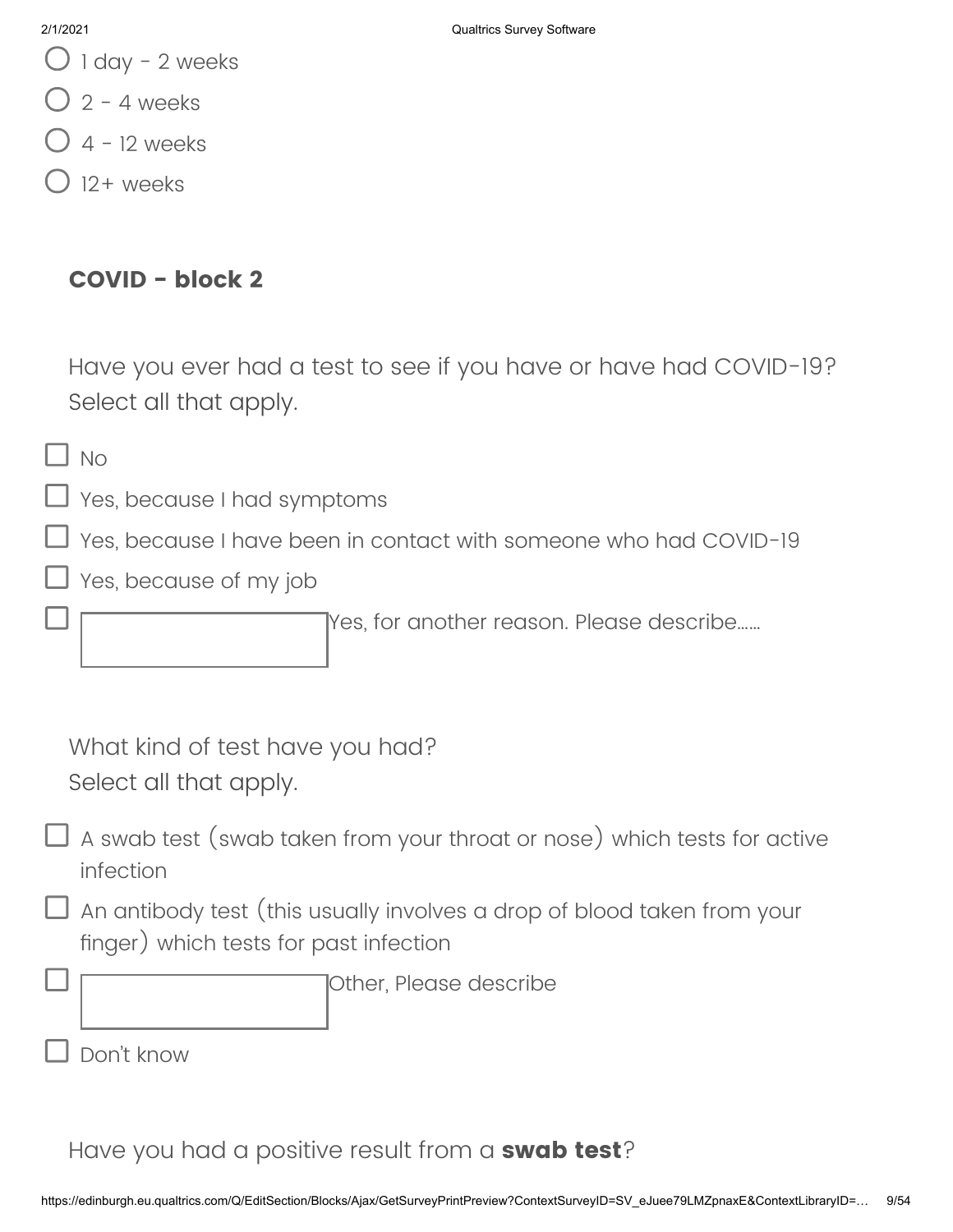- ○ 1 day - 2 weeks
- ○ 2 - 4 weeks
- ○ 4 - 12 weeks
- ○ 12+ weeks

## COVID - block 2

Have you ever had a test to see if you have or have had COVID-19?
Select all that apply.

- ☐ No
- ☐ Yes, because I had symptoms
- ☐ Yes, because I have been in contact with someone who had COVID-19
- ☐ Yes, because of my job
- ☐ Yes, for another reason. Please describe......

What kind of test have you had?
Select all that apply.

- ☐ A swab test (swab taken from your throat or nose) which tests for active infection
- ☐ An antibody test (this usually involves a drop of blood taken from your finger) which tests for past infection
- ☐ Other, Please describe
- ☐ Don't know

Have you had a positive result from a **swab test**?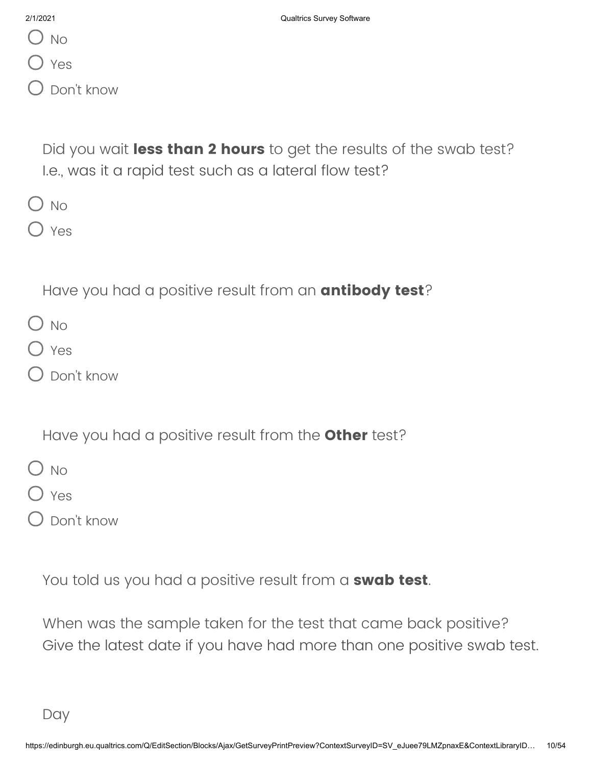- No
- Yes
- Don't know

Did you wait **less than 2 hours** to get the results of the swab test? I.e., was it a rapid test such as a lateral flow test?

- No
- Yes

Have you had a positive result from an **antibody test**?

- No
- Yes
- Don't know

Have you had a positive result from the **Other** test?

- No
- Yes
- Don't know

You told us you had a positive result from a **swab test**.

When was the sample taken for the test that came back positive? Give the latest date if you have had more than one positive swab test.

Day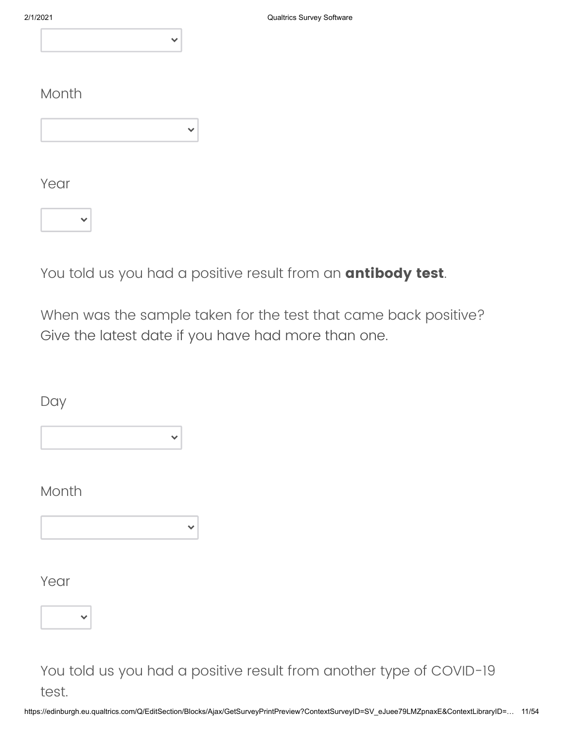Month

Year

You told us you had a positive result from an **antibody test**.

When was the sample taken for the test that came back positive? Give the latest date if you have had more than one.

Day

Month

Year

You told us you had a positive result from another type of COVID-19 test.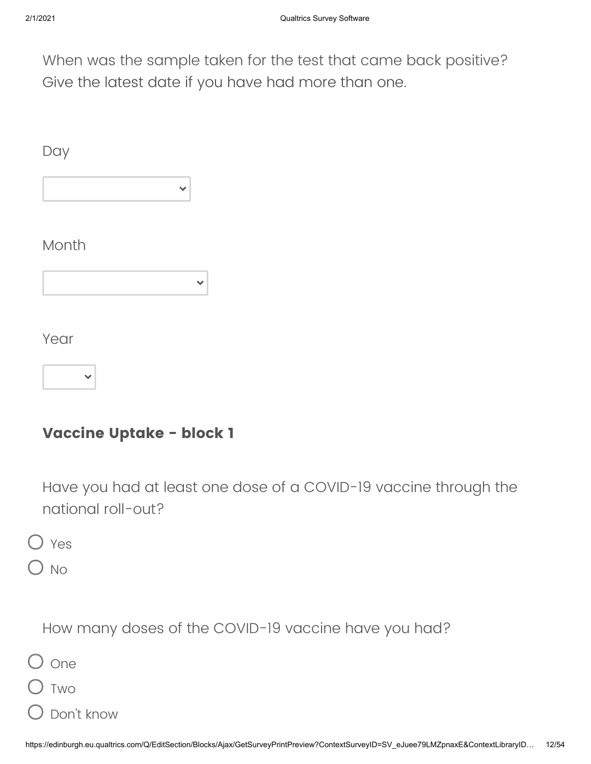When was the sample taken for the test that came back positive? Give the latest date if you have had more than one.

Day

Month

Year

## Vaccine Uptake - block 1

Have you had at least one dose of a COVID-19 vaccine through the national roll-out?

- Yes
- No

How many doses of the COVID-19 vaccine have you had?

- One
- Two
- Don't know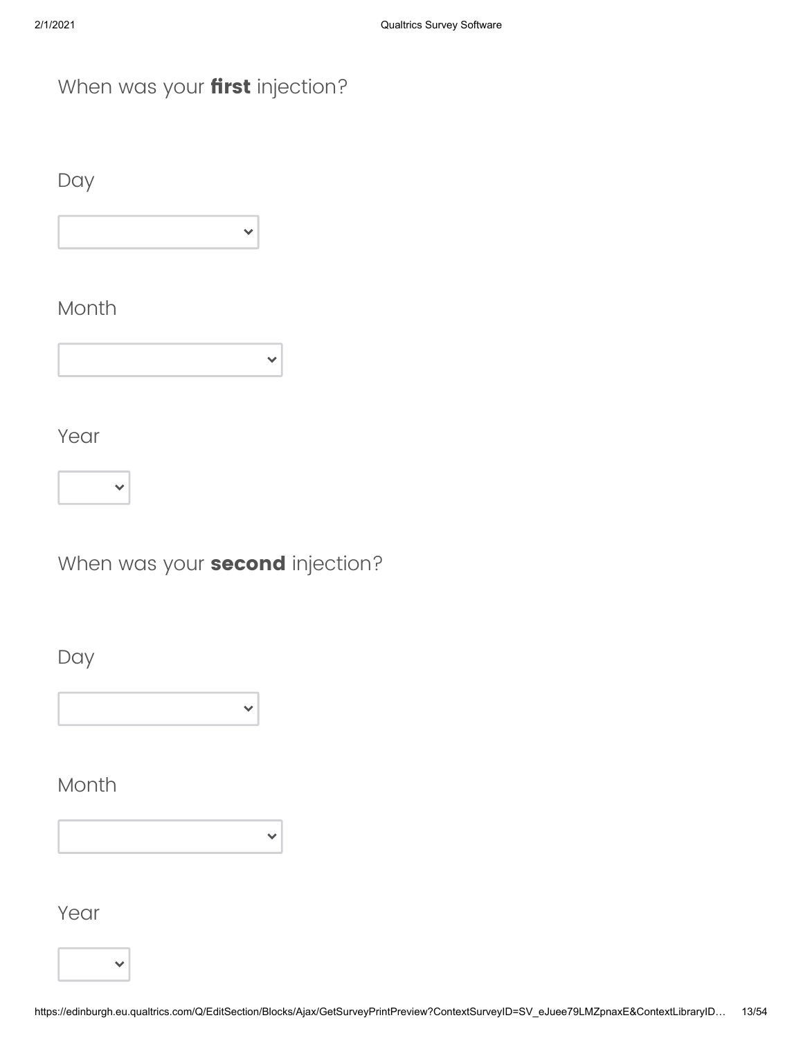When was your **first** injection?

Day

Month

Year

When was your **second** injection?

Day

Month

Year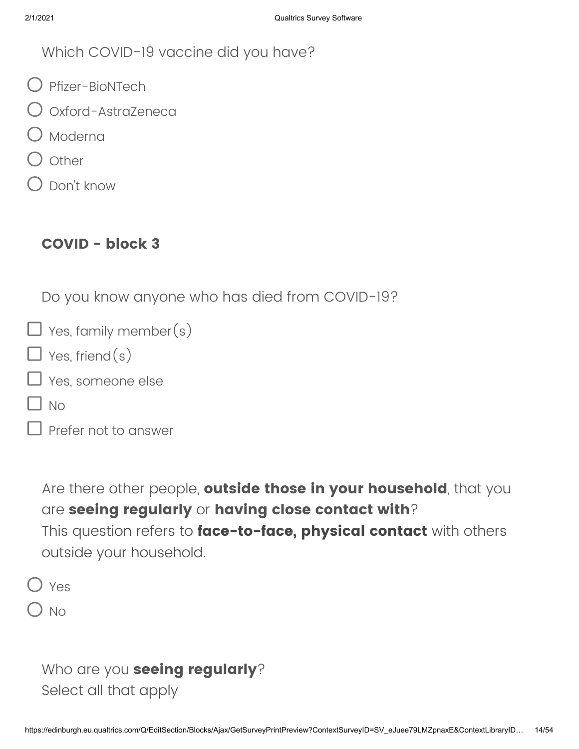Which COVID-19 vaccine did you have?

- Pfizer-BioNTech
- Oxford-AstraZeneca
- Moderna
- Other
- Don't know

## COVID - block 3

Do you know anyone who has died from COVID-19?

- Yes, family member(s)
- Yes, friend(s)
- Yes, someone else
- No
- Prefer not to answer

Are there other people, **outside those in your household**, that you are **seeing regularly** or **having close contact with**?
This question refers to **face-to-face, physical contact** with others outside your household.

- Yes
- No

Who are you **seeing regularly**?
Select all that apply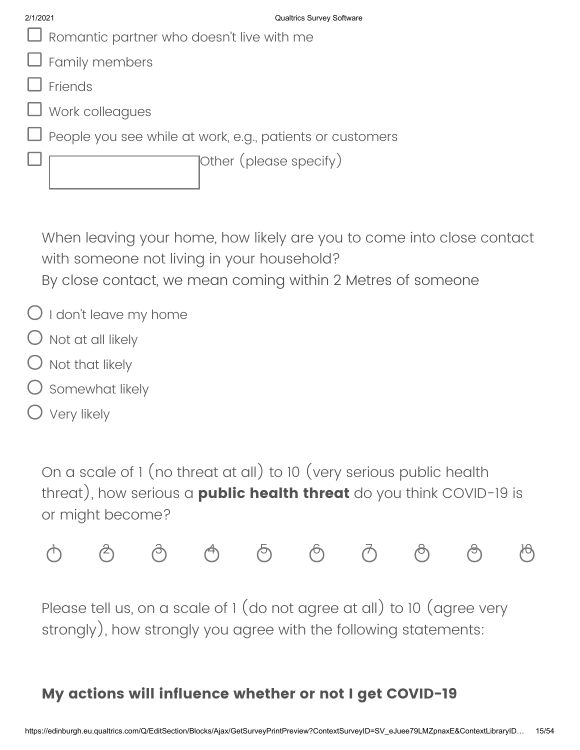- ☐ Romantic partner who doesn't live with me
- ☐ Family members
- ☐ Friends
- ☐ Work colleagues
- ☐ People you see while at work, e.g., patients or customers
- ☐ ____________ Other (please specify)

When leaving your home, how likely are you to come into close contact with someone not living in your household?
By close contact, we mean coming within 2 Metres of someone

- ○ I don't leave my home
- ○ Not at all likely
- ○ Not that likely
- ○ Somewhat likely
- ○ Very likely

On a scale of 1 (no threat at all) to 10 (very serious public health threat), how serious a **public health threat** do you think COVID-19 is or might become?

○ 1 ○ 2 ○ 3 ○ 4 ○ 5 ○ 6 ○ 7 ○ 8 ○ 9 ○ 10

Please tell us, on a scale of 1 (do not agree at all) to 10 (agree very strongly), how strongly you agree with the following statements:

### My actions will influence whether or not I get COVID-19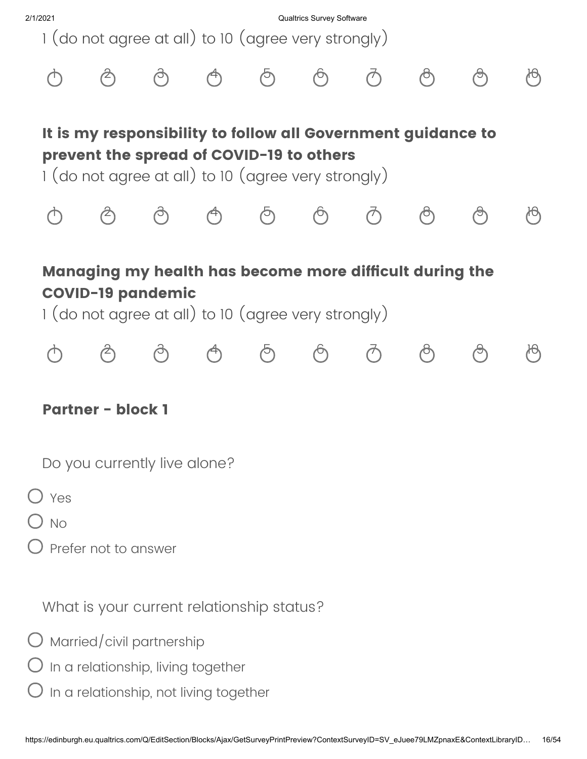1 (do not agree at all) to 10 (agree very strongly)

○ 1 ○ 2 ○ 3 ○ 4 ○ 5 ○ 6 ○ 7 ○ 8 ○ 9 ○ 10

**It is my responsibility to follow all Government guidance to prevent the spread of COVID-19 to others**

1 (do not agree at all) to 10 (agree very strongly)

○ 1 ○ 2 ○ 3 ○ 4 ○ 5 ○ 6 ○ 7 ○ 8 ○ 9 ○ 10

**Managing my health has become more difficult during the COVID-19 pandemic**

1 (do not agree at all) to 10 (agree very strongly)

○ 1 ○ 2 ○ 3 ○ 4 ○ 5 ○ 6 ○ 7 ○ 8 ○ 9 ○ 10

## Partner - block 1

Do you currently live alone?

- ○ Yes
- ○ No
- ○ Prefer not to answer

What is your current relationship status?

- ○ Married/civil partnership
- ○ In a relationship, living together
- ○ In a relationship, not living together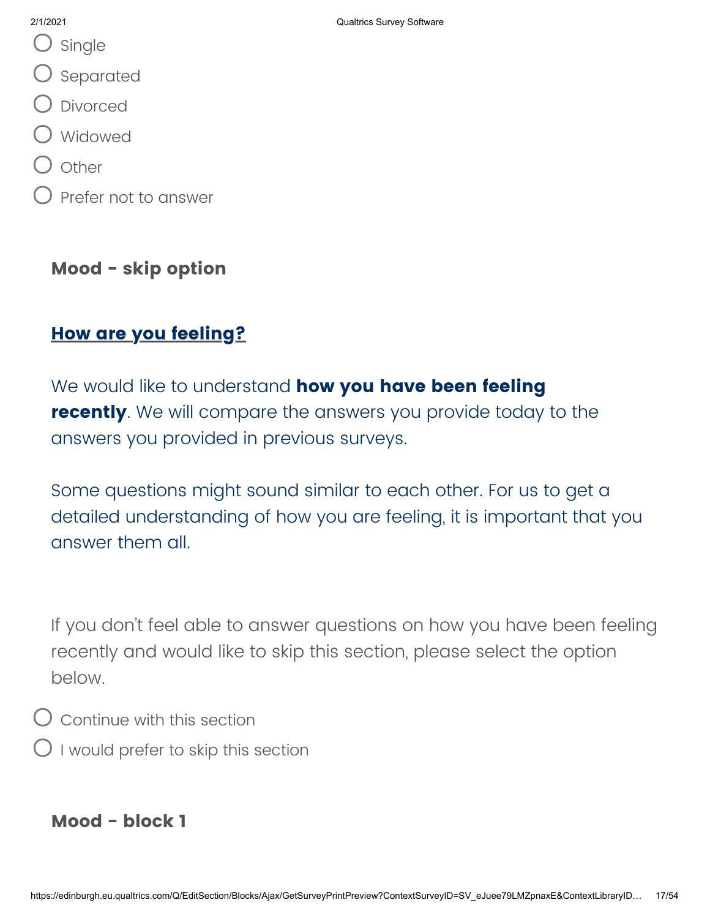- Single
- Separated
- Divorced
- Widowed
- Other
- Prefer not to answer

**Mood - skip option**

**How are you feeling?**

We would like to understand **how you have been feeling recently**. We will compare the answers you provide today to the answers you provided in previous surveys.

Some questions might sound similar to each other. For us to get a detailed understanding of how you are feeling, it is important that you answer them all.

If you don't feel able to answer questions on how you have been feeling recently and would like to skip this section, please select the option below.

- Continue with this section
- I would prefer to skip this section

**Mood - block 1**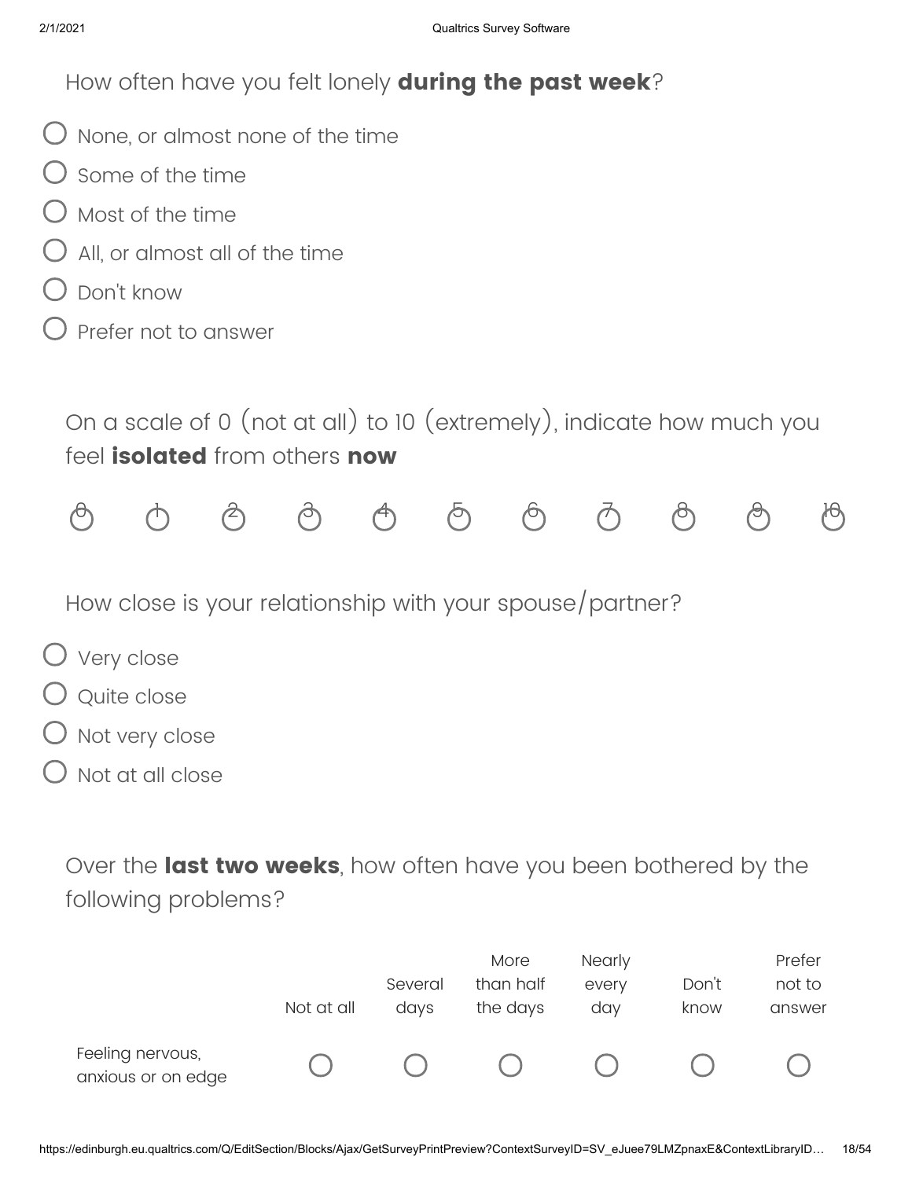How often have you felt lonely **during the past week**?

- ◯ None, or almost none of the time
- ◯ Some of the time
- ◯ Most of the time
- ◯ All, or almost all of the time
- ◯ Don't know
- ◯ Prefer not to answer

On a scale of 0 (not at all) to 10 (extremely), indicate how much you feel **isolated** from others **now**

| 0 | 1 | 2 | 3 | 4 | 5 | 6 | 7 | 8 | 9 | 10 |
|---|---|---|---|---|---|---|---|---|---|---|
| ◯ | ◯ | ◯ | ◯ | ◯ | ◯ | ◯ | ◯ | ◯ | ◯ | ◯ |

How close is your relationship with your spouse/partner?

- ◯ Very close
- ◯ Quite close
- ◯ Not very close
- ◯ Not at all close

Over the **last two weeks**, how often have you been bothered by the following problems?

| | Not at all | Several days | More than half the days | Nearly every day | Don't know | Prefer not to answer |
|---|---|---|---|---|---|---|
| Feeling nervous, anxious or on edge | ◯ | ◯ | ◯ | ◯ | ◯ | ◯ |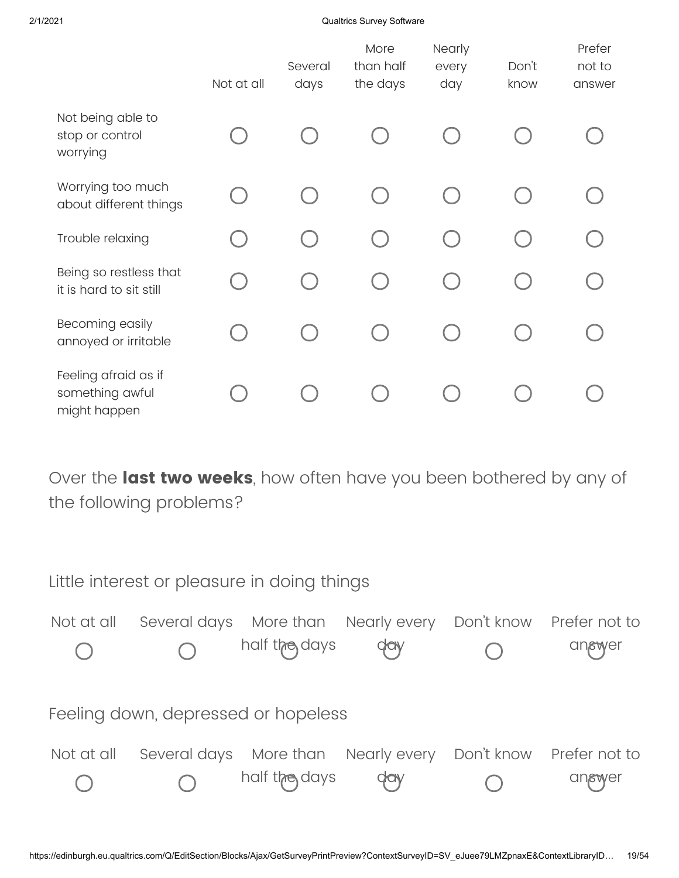| | Not at all | Several days | More than half the days | Nearly every day | Don't know | Prefer not to answer |
|---|---|---|---|---|---|---|
| Not being able to stop or control worrying | ○ | ○ | ○ | ○ | ○ | ○ |
| Worrying too much about different things | ○ | ○ | ○ | ○ | ○ | ○ |
| Trouble relaxing | ○ | ○ | ○ | ○ | ○ | ○ |
| Being so restless that it is hard to sit still | ○ | ○ | ○ | ○ | ○ | ○ |
| Becoming easily annoyed or irritable | ○ | ○ | ○ | ○ | ○ | ○ |
| Feeling afraid as if something awful might happen | ○ | ○ | ○ | ○ | ○ | ○ |

Over the **last two weeks**, how often have you been bothered by any of the following problems?

Little interest or pleasure in doing things

| Not at all | Several days | More than half the days | Nearly every day | Don't know | Prefer not to answer |
|---|---|---|---|---|---|
| ○ | ○ | ○ | ○ | ○ | ○ |

Feeling down, depressed or hopeless

| Not at all | Several days | More than half the days | Nearly every day | Don't know | Prefer not to answer |
|---|---|---|---|---|---|
| ○ | ○ | ○ | ○ | ○ | ○ |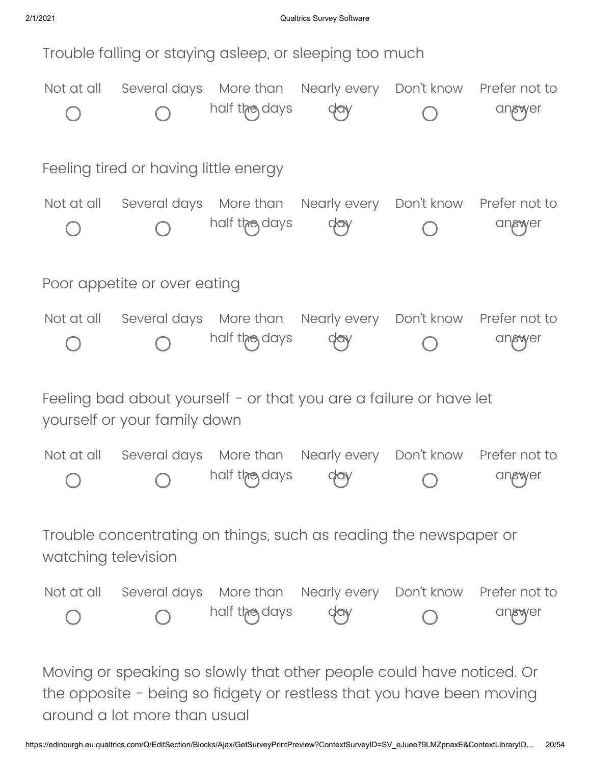Trouble falling or staying asleep, or sleeping too much

| Not at all | Several days | More than half the days | Nearly every day | Don't know | Prefer not to answer |
|---|---|---|---|---|---|
| ○ | ○ | ○ | ○ | ○ | ○ |

Feeling tired or having little energy

| Not at all | Several days | More than half the days | Nearly every day | Don't know | Prefer not to answer |
|---|---|---|---|---|---|
| ○ | ○ | ○ | ○ | ○ | ○ |

Poor appetite or over eating

| Not at all | Several days | More than half the days | Nearly every day | Don't know | Prefer not to answer |
|---|---|---|---|---|---|
| ○ | ○ | ○ | ○ | ○ | ○ |

Feeling bad about yourself - or that you are a failure or have let yourself or your family down

| Not at all | Several days | More than half the days | Nearly every day | Don't know | Prefer not to answer |
|---|---|---|---|---|---|
| ○ | ○ | ○ | ○ | ○ | ○ |

Trouble concentrating on things, such as reading the newspaper or watching television

| Not at all | Several days | More than half the days | Nearly every day | Don't know | Prefer not to answer |
|---|---|---|---|---|---|
| ○ | ○ | ○ | ○ | ○ | ○ |

Moving or speaking so slowly that other people could have noticed. Or the opposite - being so fidgety or restless that you have been moving around a lot more than usual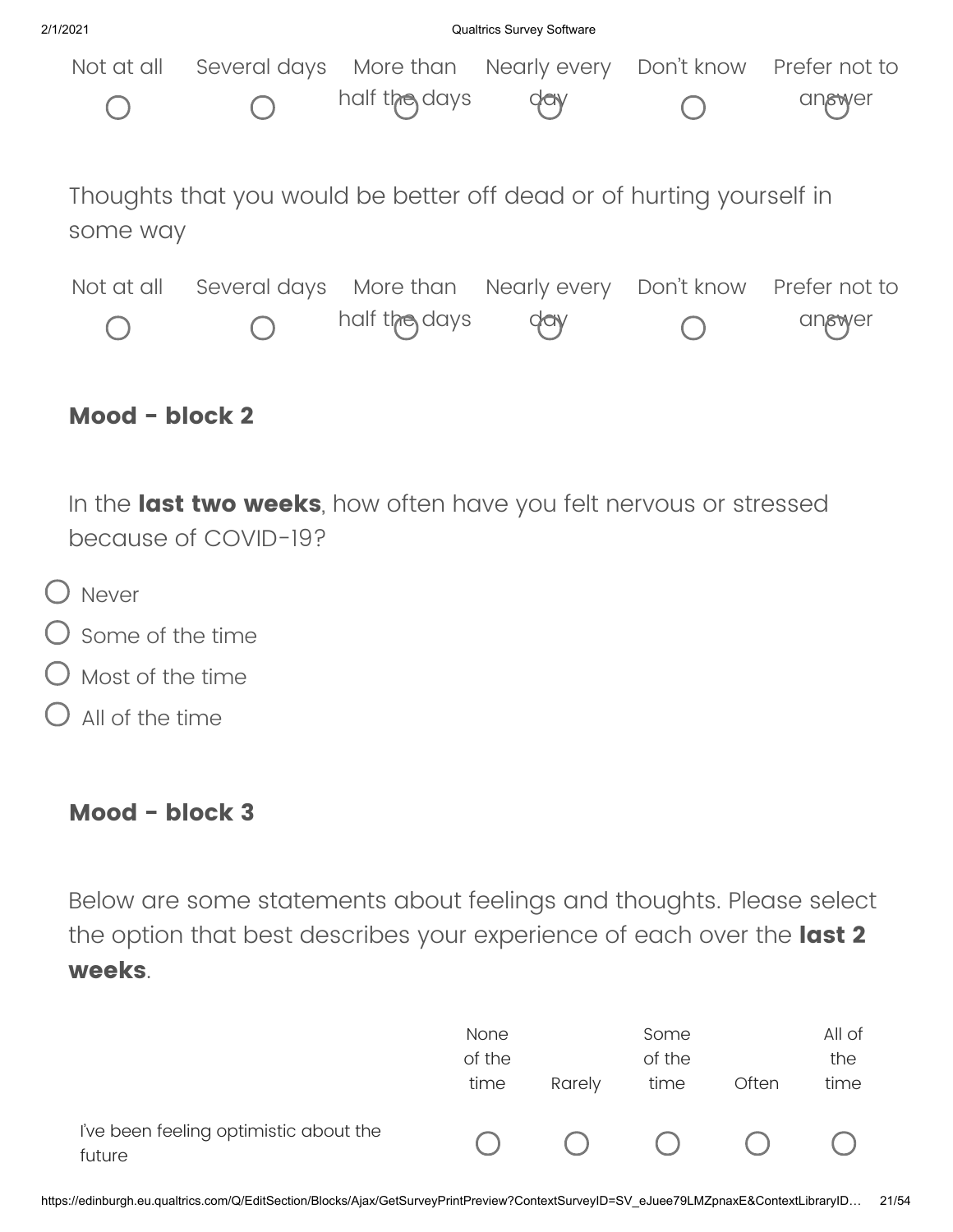| Not at all | Several days | More than half the days | Nearly every day | Don't know | Prefer not to answer |
| --- | --- | --- | --- | --- | --- |
| ○ | ○ | ○ | ○ | ○ | ○ |

Thoughts that you would be better off dead or of hurting yourself in some way

| Not at all | Several days | More than half the days | Nearly every day | Don't know | Prefer not to answer |
| --- | --- | --- | --- | --- | --- |
| ○ | ○ | ○ | ○ | ○ | ○ |

## Mood - block 2

In the **last two weeks**, how often have you felt nervous or stressed because of COVID-19?

- ○ Never
- ○ Some of the time
- ○ Most of the time
- ○ All of the time

## Mood - block 3

Below are some statements about feelings and thoughts. Please select the option that best describes your experience of each over the **last 2 weeks**.

| | None of the time | Rarely | Some of the time | Often | All of the time |
| --- | --- | --- | --- | --- | --- |
| I've been feeling optimistic about the future | ○ | ○ | ○ | ○ | ○ |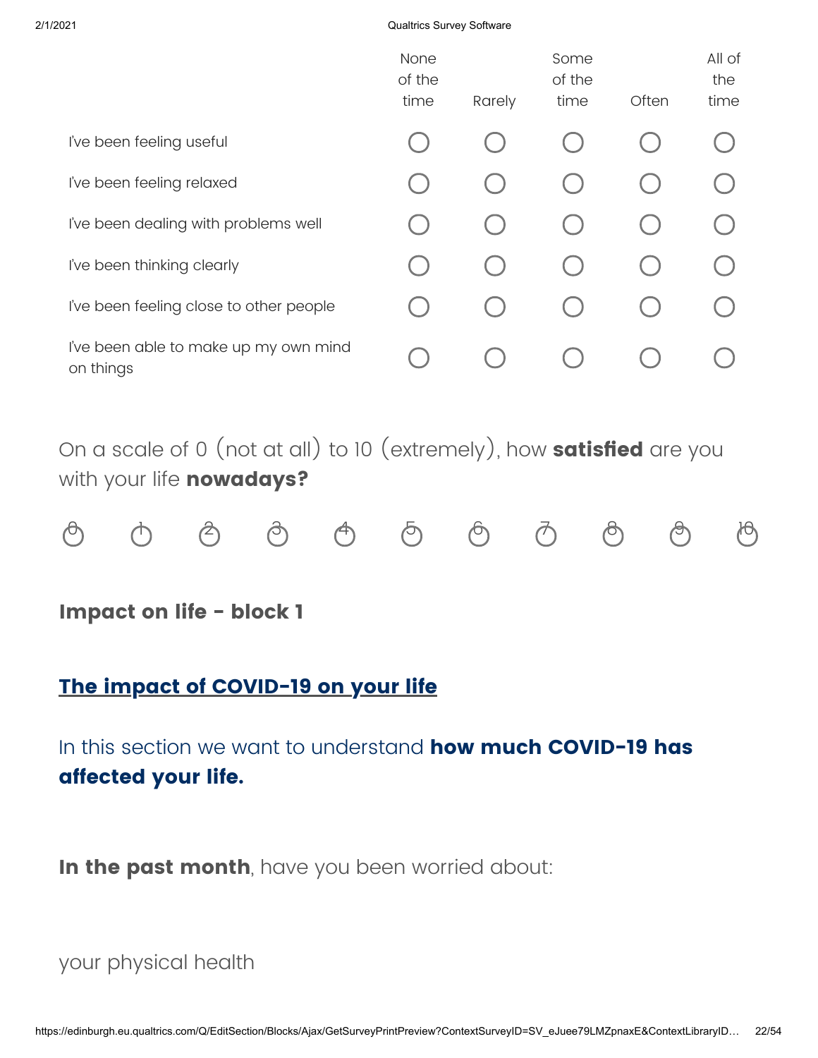| | None of the time | Rarely | Some of the time | Often | All of the time |
|---|---|---|---|---|---|
| I've been feeling useful | ◯ | ◯ | ◯ | ◯ | ◯ |
| I've been feeling relaxed | ◯ | ◯ | ◯ | ◯ | ◯ |
| I've been dealing with problems well | ◯ | ◯ | ◯ | ◯ | ◯ |
| I've been thinking clearly | ◯ | ◯ | ◯ | ◯ | ◯ |
| I've been feeling close to other people | ◯ | ◯ | ◯ | ◯ | ◯ |
| I've been able to make up my own mind on things | ◯ | ◯ | ◯ | ◯ | ◯ |

On a scale of 0 (not at all) to 10 (extremely), how **satisfied** are you with your life **nowadays?**

| 0 | 1 | 2 | 3 | 4 | 5 | 6 | 7 | 8 | 9 | 10 |
|---|---|---|---|---|---|---|---|---|---|---|
| ◯ | ◯ | ◯ | ◯ | ◯ | ◯ | ◯ | ◯ | ◯ | ◯ | ◯ |

## Impact on life - block 1

## The impact of COVID-19 on your life

In this section we want to understand **how much COVID-19 has affected your life.**

**In the past month**, have you been worried about:

your physical health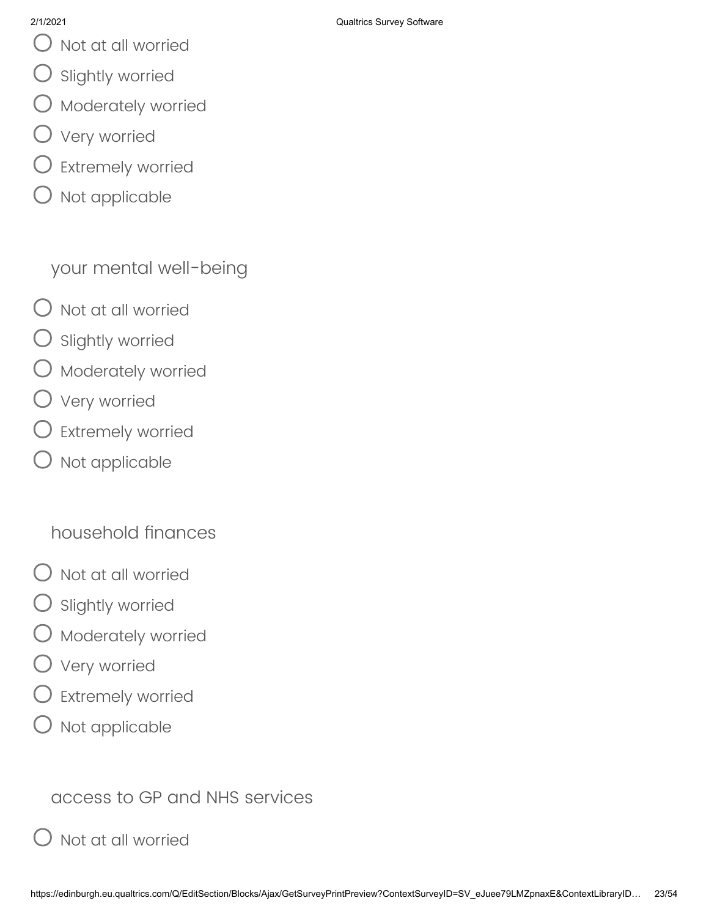- Not at all worried
- Slightly worried
- Moderately worried
- Very worried
- Extremely worried
- Not applicable

your mental well-being

- Not at all worried
- Slightly worried
- Moderately worried
- Very worried
- Extremely worried
- Not applicable

household finances

- Not at all worried
- Slightly worried
- Moderately worried
- Very worried
- Extremely worried
- Not applicable

access to GP and NHS services

- Not at all worried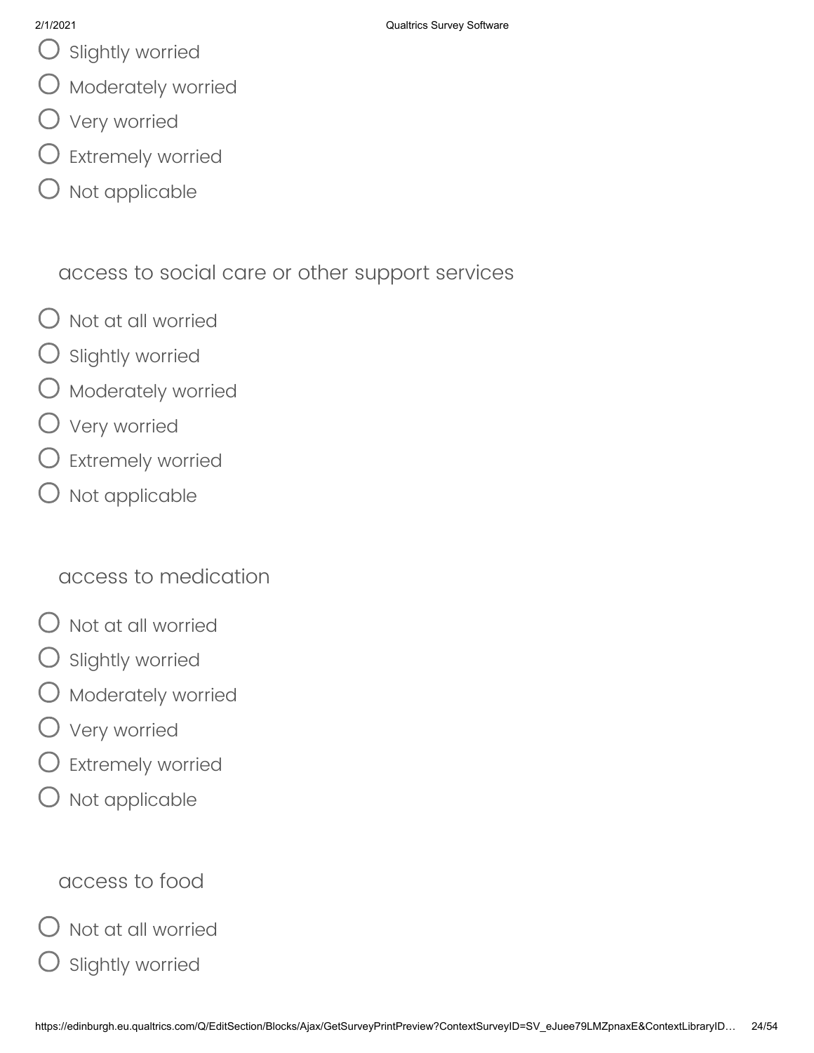- Slightly worried
- Moderately worried
- Very worried
- Extremely worried
- Not applicable

access to social care or other support services

- Not at all worried
- Slightly worried
- Moderately worried
- Very worried
- Extremely worried
- Not applicable

access to medication

- Not at all worried
- Slightly worried
- Moderately worried
- Very worried
- Extremely worried
- Not applicable

access to food

- Not at all worried
- Slightly worried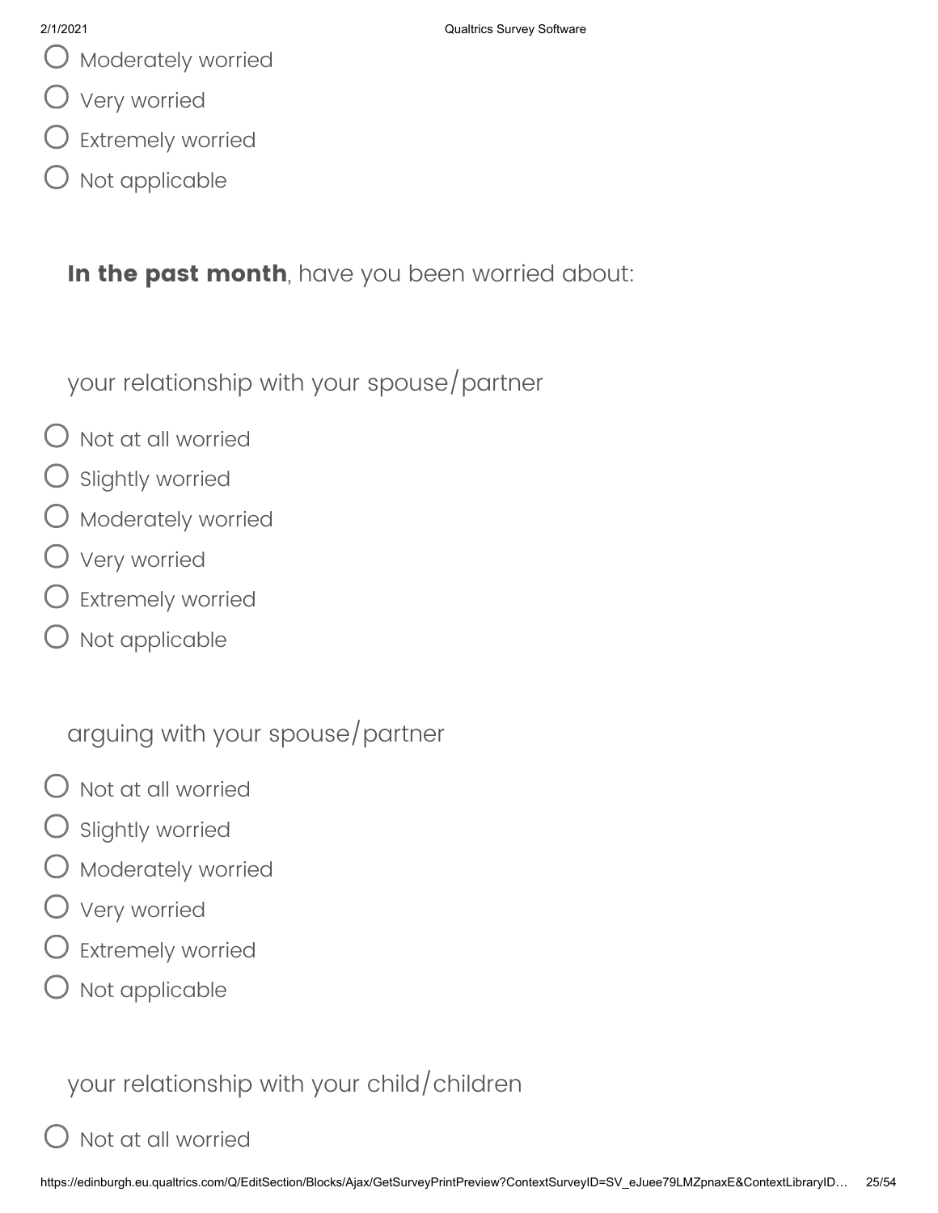- Moderately worried
- Very worried
- Extremely worried
- Not applicable

**In the past month**, have you been worried about:

your relationship with your spouse/partner

- Not at all worried
- Slightly worried
- Moderately worried
- Very worried
- Extremely worried
- Not applicable

arguing with your spouse/partner

- Not at all worried
- Slightly worried
- Moderately worried
- Very worried
- Extremely worried
- Not applicable

your relationship with your child/children

- Not at all worried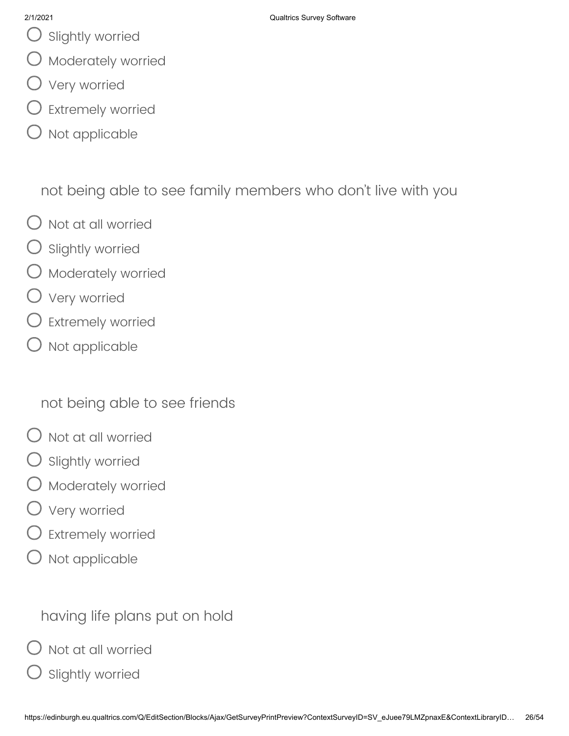- Slightly worried
- Moderately worried
- Very worried
- Extremely worried
- Not applicable

not being able to see family members who don't live with you

- Not at all worried
- Slightly worried
- Moderately worried
- Very worried
- Extremely worried
- Not applicable

not being able to see friends

- Not at all worried
- Slightly worried
- Moderately worried
- Very worried
- Extremely worried
- Not applicable

having life plans put on hold

- Not at all worried
- Slightly worried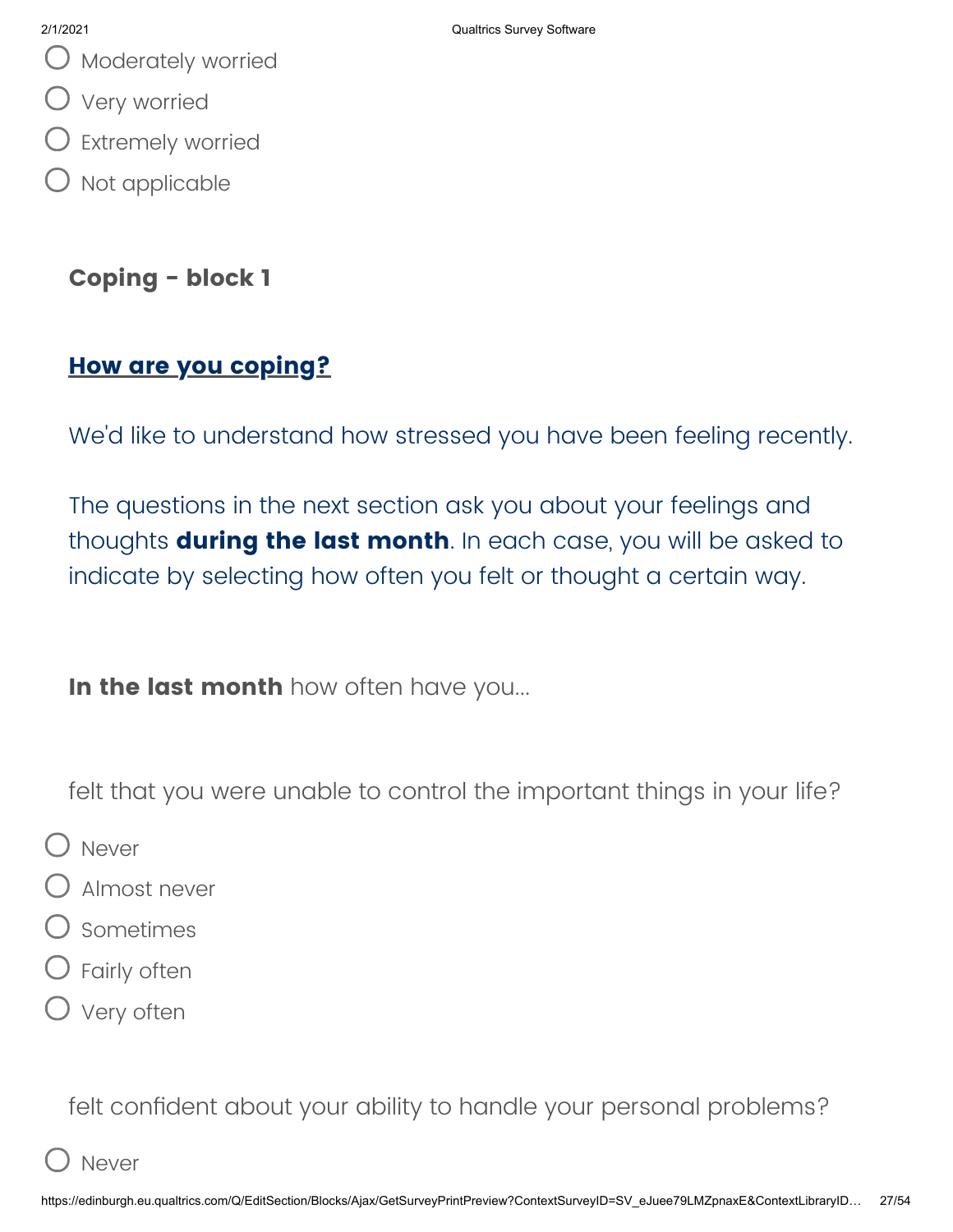- Moderately worried
- Very worried
- Extremely worried
- Not applicable

**Coping - block 1**

**How are you coping?**

We'd like to understand how stressed you have been feeling recently.

The questions in the next section ask you about your feelings and thoughts **during the last month**. In each case, you will be asked to indicate by selecting how often you felt or thought a certain way.

**In the last month** how often have you...

felt that you were unable to control the important things in your life?

- Never
- Almost never
- Sometimes
- Fairly often
- Very often

felt confident about your ability to handle your personal problems?

- Never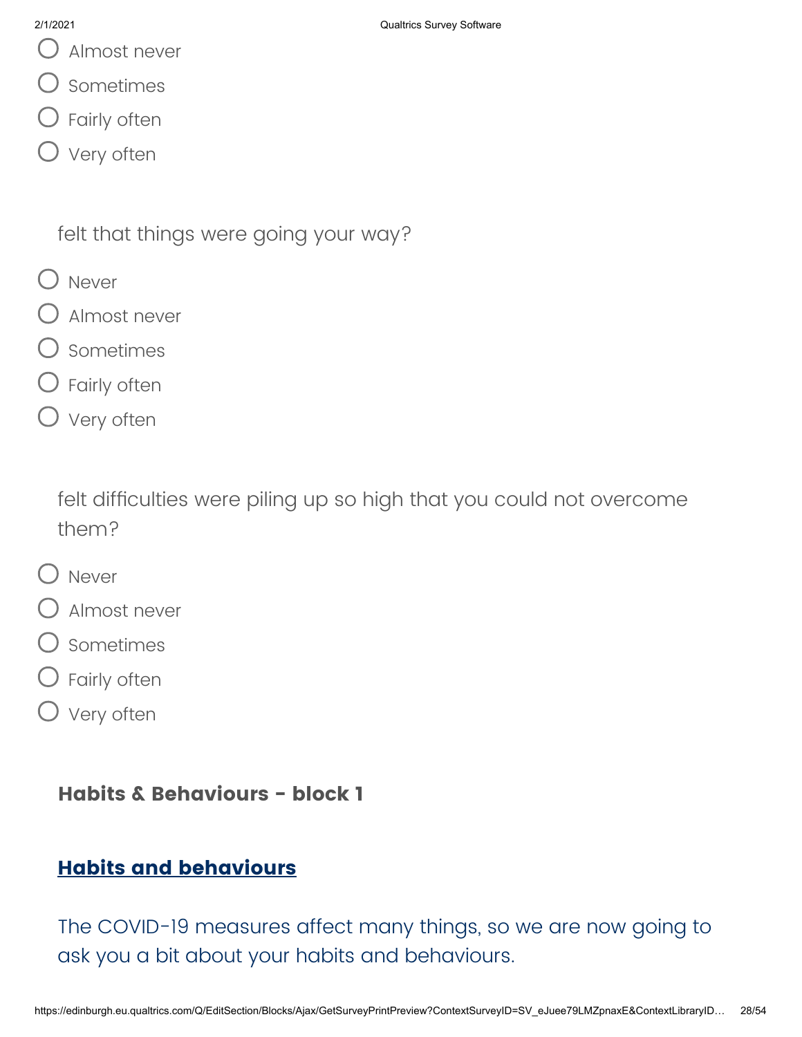- Almost never
- Sometimes
- Fairly often
- Very often

felt that things were going your way?

- Never
- Almost never
- Sometimes
- Fairly often
- Very often

felt difficulties were piling up so high that you could not overcome them?

- Never
- Almost never
- Sometimes
- Fairly often
- Very often

**Habits & Behaviours - block 1**

## **Habits and behaviours**

The COVID-19 measures affect many things, so we are now going to ask you a bit about your habits and behaviours.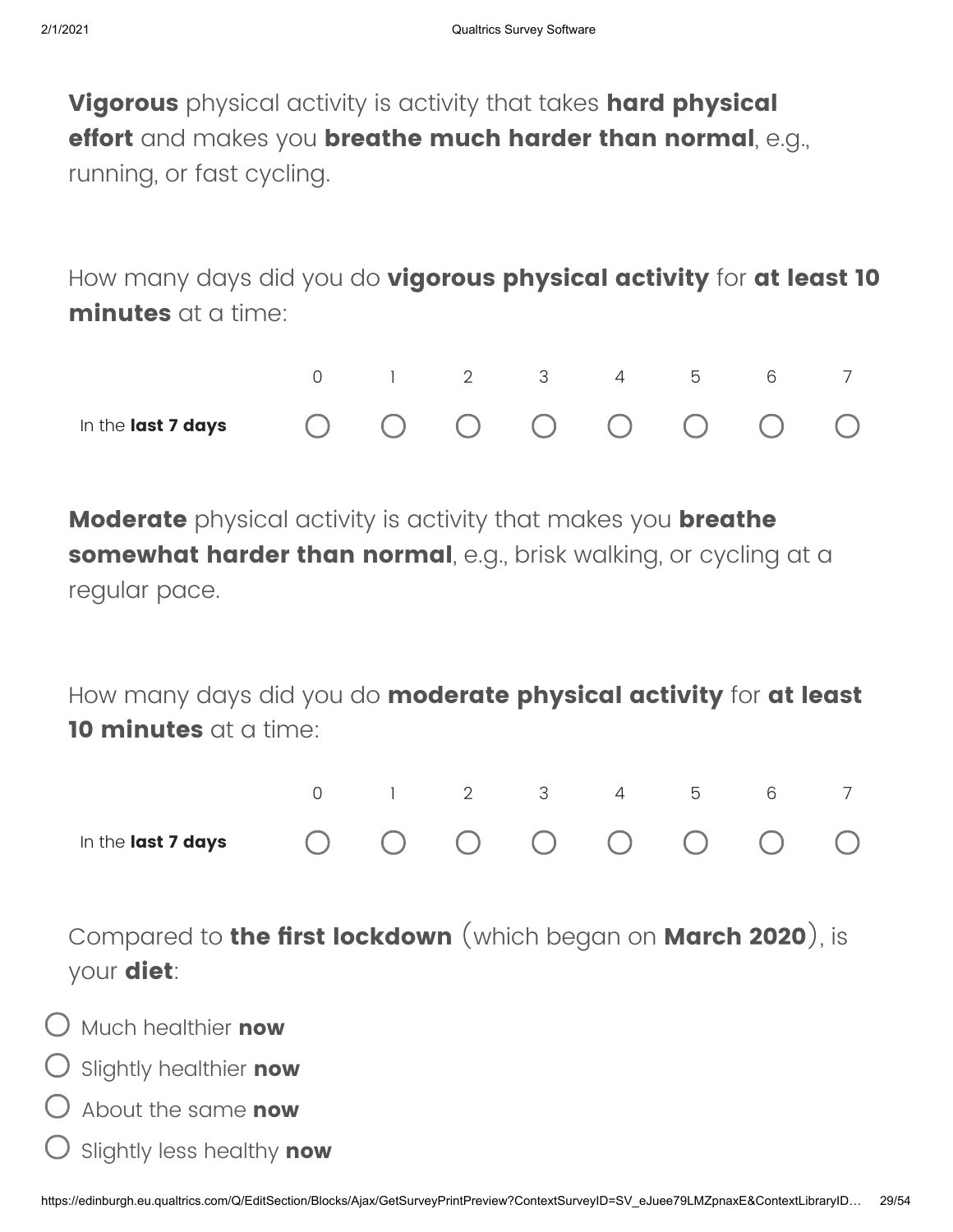**Vigorous** physical activity is activity that takes **hard physical effort** and makes you **breathe much harder than normal**, e.g., running, or fast cycling.

How many days did you do **vigorous physical activity** for **at least 10 minutes** at a time:

| | 0 | 1 | 2 | 3 | 4 | 5 | 6 | 7 |
|---|---|---|---|---|---|---|---|---|
| In the **last 7 days** | ○ | ○ | ○ | ○ | ○ | ○ | ○ | ○ |

**Moderate** physical activity is activity that makes you **breathe somewhat harder than normal**, e.g., brisk walking, or cycling at a regular pace.

How many days did you do **moderate physical activity** for **at least 10 minutes** at a time:

| | 0 | 1 | 2 | 3 | 4 | 5 | 6 | 7 |
|---|---|---|---|---|---|---|---|---|
| In the **last 7 days** | ○ | ○ | ○ | ○ | ○ | ○ | ○ | ○ |

Compared to **the first lockdown** (which began on **March 2020**), is your **diet**:

- ○ Much healthier **now**
- ○ Slightly healthier **now**
- ○ About the same **now**
- ○ Slightly less healthy **now**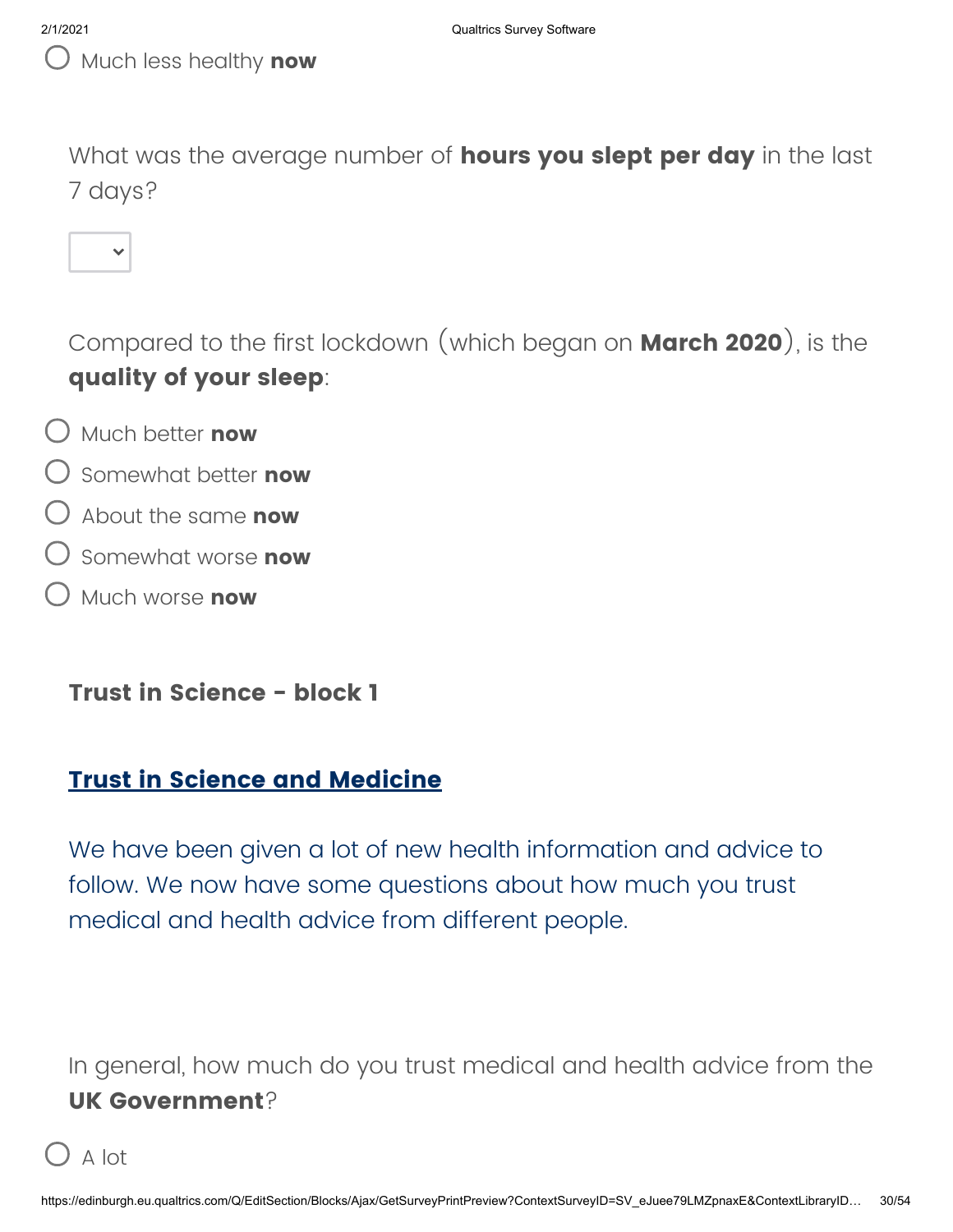○ Much less healthy **now**

What was the average number of **hours you slept per day** in the last 7 days?

[ ▾ ]

Compared to the first lockdown (which began on **March 2020**), is the **quality of your sleep**:

○ Much better **now**

○ Somewhat better **now**

○ About the same **now**

○ Somewhat worse **now**

○ Much worse **now**

**Trust in Science - block 1**

## Trust in Science and Medicine

We have been given a lot of new health information and advice to follow. We now have some questions about how much you trust medical and health advice from different people.

In general, how much do you trust medical and health advice from the **UK Government**?

○ A lot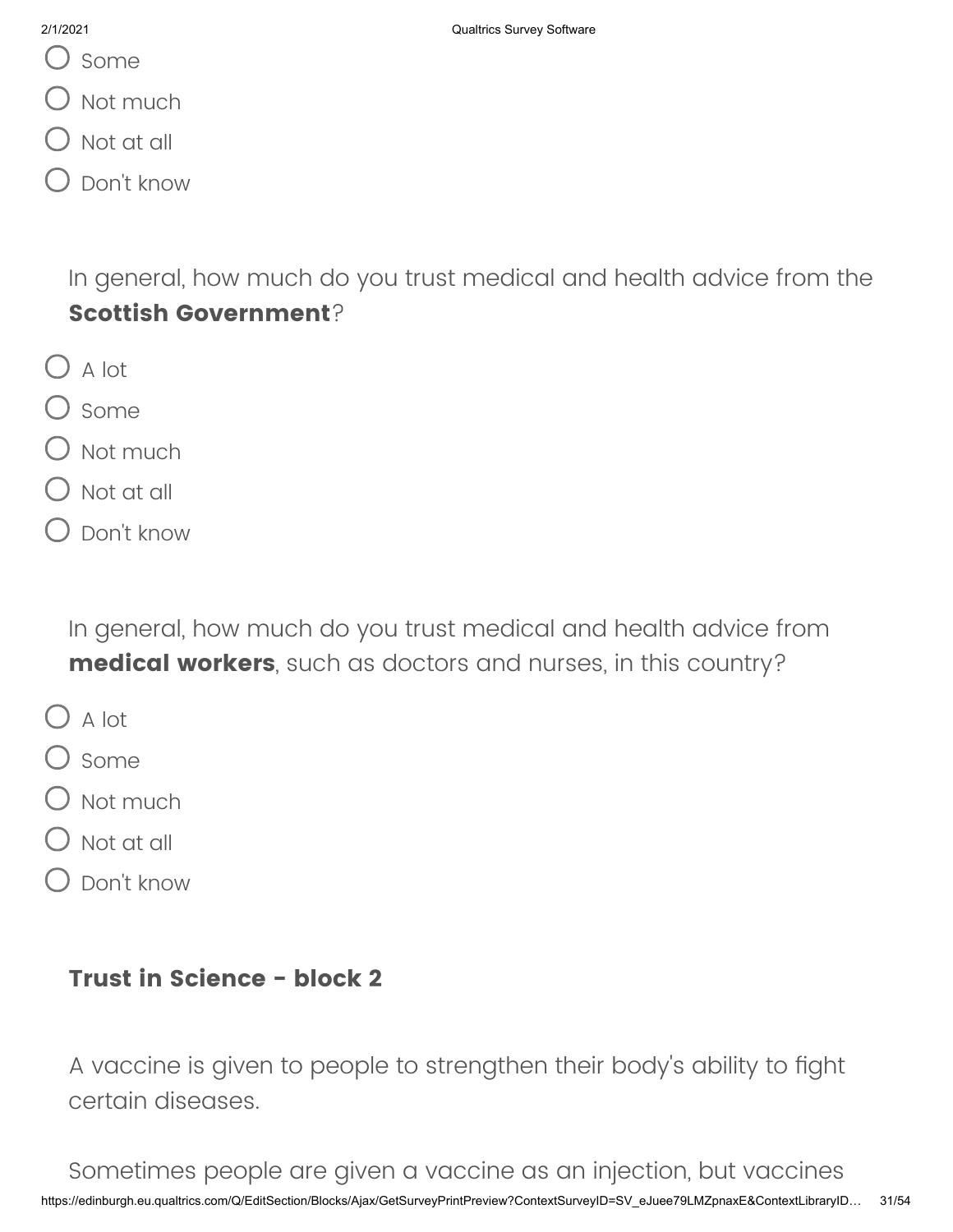- Some
- Not much
- Not at all
- Don't know

In general, how much do you trust medical and health advice from the **Scottish Government**?

- A lot
- Some
- Not much
- Not at all
- Don't know

In general, how much do you trust medical and health advice from **medical workers**, such as doctors and nurses, in this country?

- A lot
- Some
- Not much
- Not at all
- Don't know

### Trust in Science - block 2

A vaccine is given to people to strengthen their body's ability to fight certain diseases.

Sometimes people are given a vaccine as an injection, but vaccines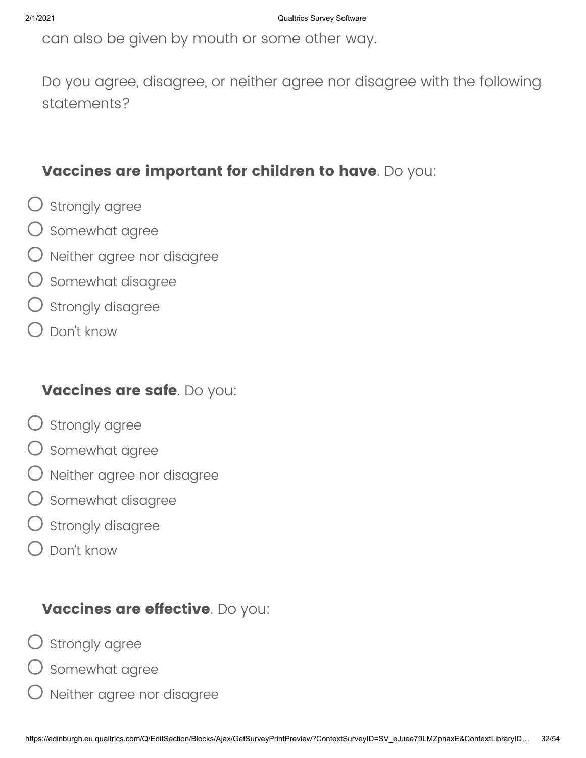can also be given by mouth or some other way.

Do you agree, disagree, or neither agree nor disagree with the following statements?

**Vaccines are important for children to have**. Do you:

- Strongly agree
- Somewhat agree
- Neither agree nor disagree
- Somewhat disagree
- Strongly disagree
- Don't know

**Vaccines are safe**. Do you:

- Strongly agree
- Somewhat agree
- Neither agree nor disagree
- Somewhat disagree
- Strongly disagree
- Don't know

**Vaccines are effective**. Do you:

- Strongly agree
- Somewhat agree
- Neither agree nor disagree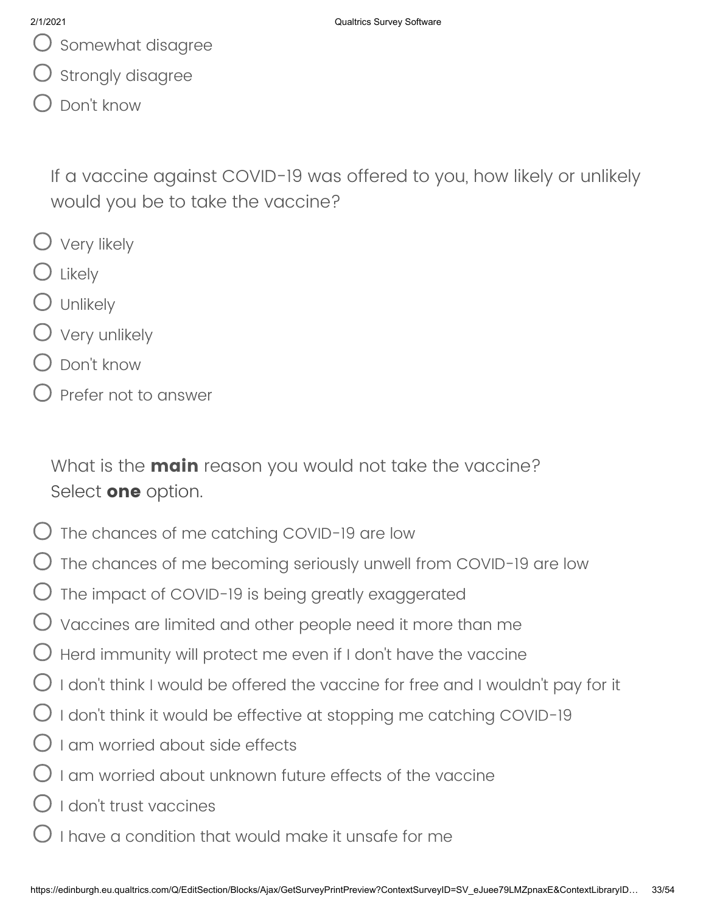- Somewhat disagree
- Strongly disagree
- Don't know

If a vaccine against COVID-19 was offered to you, how likely or unlikely would you be to take the vaccine?

- Very likely
- Likely
- Unlikely
- Very unlikely
- Don't know
- Prefer not to answer

What is the **main** reason you would not take the vaccine?
Select **one** option.

- The chances of me catching COVID-19 are low
- The chances of me becoming seriously unwell from COVID-19 are low
- The impact of COVID-19 is being greatly exaggerated
- Vaccines are limited and other people need it more than me
- Herd immunity will protect me even if I don't have the vaccine
- I don't think I would be offered the vaccine for free and I wouldn't pay for it
- I don't think it would be effective at stopping me catching COVID-19
- I am worried about side effects
- I am worried about unknown future effects of the vaccine
- I don't trust vaccines
- I have a condition that would make it unsafe for me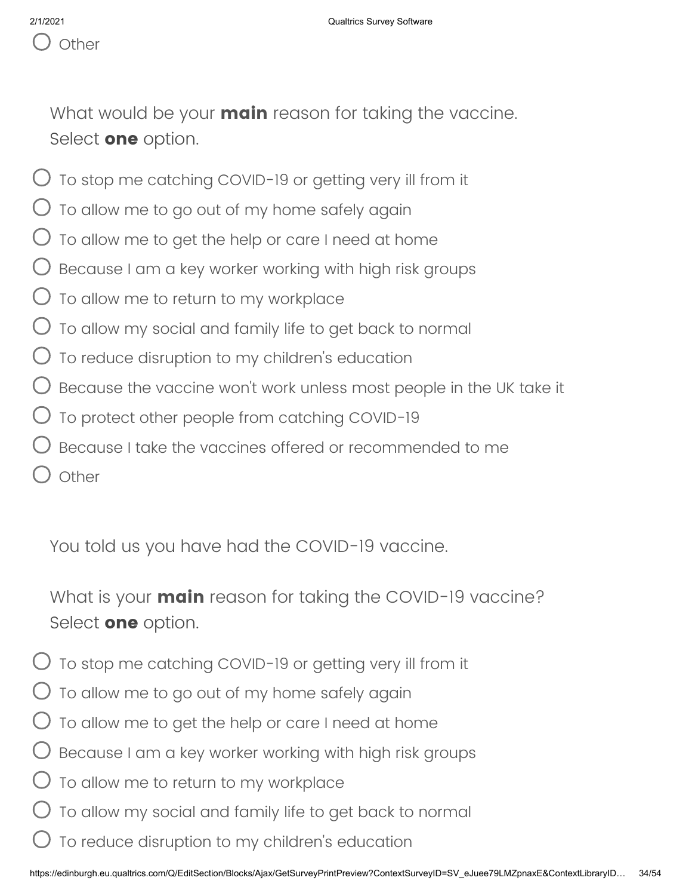- Other

What would be your **main** reason for taking the vaccine.
Select **one** option.

- To stop me catching COVID-19 or getting very ill from it
- To allow me to go out of my home safely again
- To allow me to get the help or care I need at home
- Because I am a key worker working with high risk groups
- To allow me to return to my workplace
- To allow my social and family life to get back to normal
- To reduce disruption to my children's education
- Because the vaccine won't work unless most people in the UK take it
- To protect other people from catching COVID-19
- Because I take the vaccines offered or recommended to me
- Other

You told us you have had the COVID-19 vaccine.

What is your **main** reason for taking the COVID-19 vaccine?
Select **one** option.

- To stop me catching COVID-19 or getting very ill from it
- To allow me to go out of my home safely again
- To allow me to get the help or care I need at home
- Because I am a key worker working with high risk groups
- To allow me to return to my workplace
- To allow my social and family life to get back to normal
- To reduce disruption to my children's education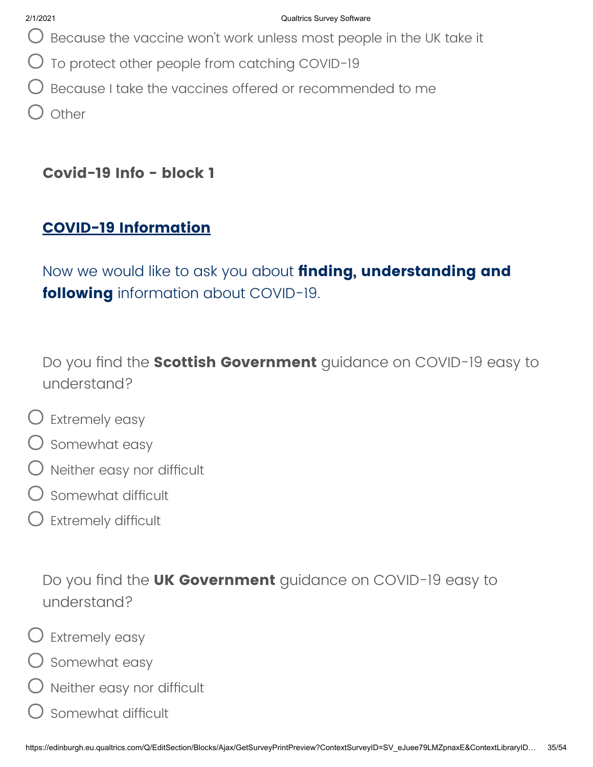- Because the vaccine won't work unless most people in the UK take it
- To protect other people from catching COVID-19
- Because I take the vaccines offered or recommended to me
- Other

### Covid-19 Info - block 1

## COVID-19 Information

Now we would like to ask you about **finding, understanding and following** information about COVID-19.

Do you find the **Scottish Government** guidance on COVID-19 easy to understand?

- Extremely easy
- Somewhat easy
- Neither easy nor difficult
- Somewhat difficult
- Extremely difficult

Do you find the **UK Government** guidance on COVID-19 easy to understand?

- Extremely easy
- Somewhat easy
- Neither easy nor difficult
- Somewhat difficult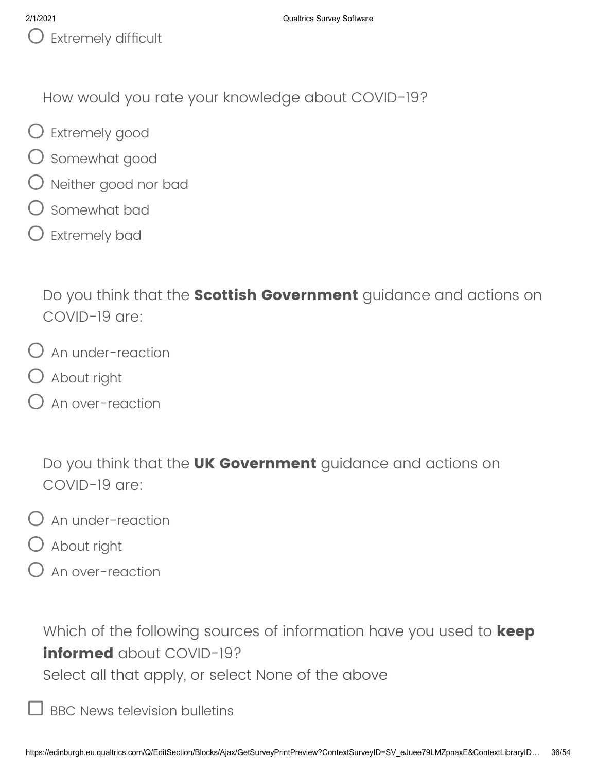- ○ Extremely difficult

How would you rate your knowledge about COVID-19?

- ○ Extremely good
- ○ Somewhat good
- ○ Neither good nor bad
- ○ Somewhat bad
- ○ Extremely bad

Do you think that the **Scottish Government** guidance and actions on COVID-19 are:

- ○ An under-reaction
- ○ About right
- ○ An over-reaction

Do you think that the **UK Government** guidance and actions on COVID-19 are:

- ○ An under-reaction
- ○ About right
- ○ An over-reaction

Which of the following sources of information have you used to **keep informed** about COVID-19?
Select all that apply, or select None of the above

- ☐ BBC News television bulletins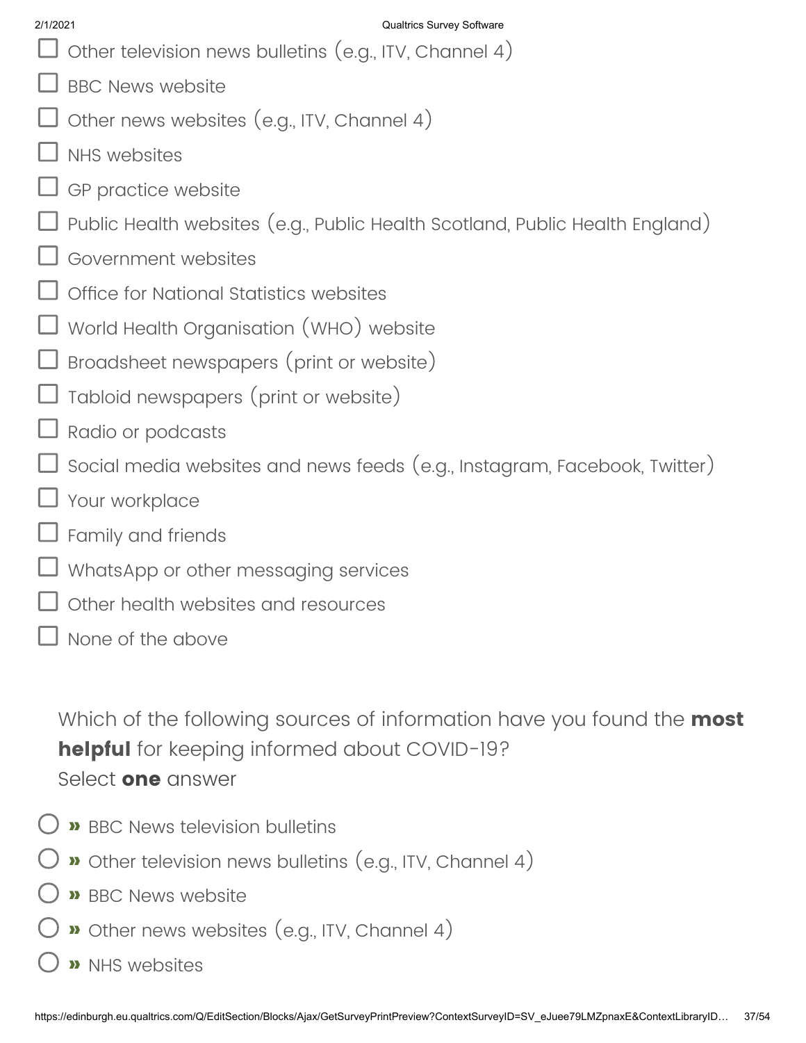- ☐ Other television news bulletins (e.g., ITV, Channel 4)
- ☐ BBC News website
- ☐ Other news websites (e.g., ITV, Channel 4)
- ☐ NHS websites
- ☐ GP practice website
- ☐ Public Health websites (e.g., Public Health Scotland, Public Health England)
- ☐ Government websites
- ☐ Office for National Statistics websites
- ☐ World Health Organisation (WHO) website
- ☐ Broadsheet newspapers (print or website)
- ☐ Tabloid newspapers (print or website)
- ☐ Radio or podcasts
- ☐ Social media websites and news feeds (e.g., Instagram, Facebook, Twitter)
- ☐ Your workplace
- ☐ Family and friends
- ☐ WhatsApp or other messaging services
- ☐ Other health websites and resources
- ☐ None of the above

Which of the following sources of information have you found the **most helpful** for keeping informed about COVID-19?
Select **one** answer

- ○ » BBC News television bulletins
- ○ » Other television news bulletins (e.g., ITV, Channel 4)
- ○ » BBC News website
- ○ » Other news websites (e.g., ITV, Channel 4)
- ○ » NHS websites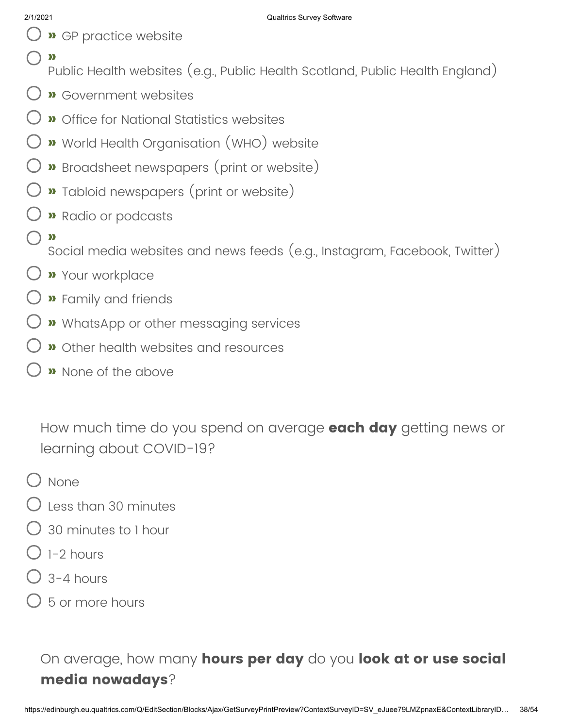- » GP practice website
- » Public Health websites (e.g., Public Health Scotland, Public Health England)
- » Government websites
- » Office for National Statistics websites
- » World Health Organisation (WHO) website
- » Broadsheet newspapers (print or website)
- » Tabloid newspapers (print or website)
- » Radio or podcasts
- » Social media websites and news feeds (e.g., Instagram, Facebook, Twitter)
- » Your workplace
- » Family and friends
- » WhatsApp or other messaging services
- » Other health websites and resources
- » None of the above

How much time do you spend on average **each day** getting news or learning about COVID-19?

- None
- Less than 30 minutes
- 30 minutes to 1 hour
- 1-2 hours
- 3-4 hours
- 5 or more hours

On average, how many **hours per day** do you **look at or use social media nowadays**?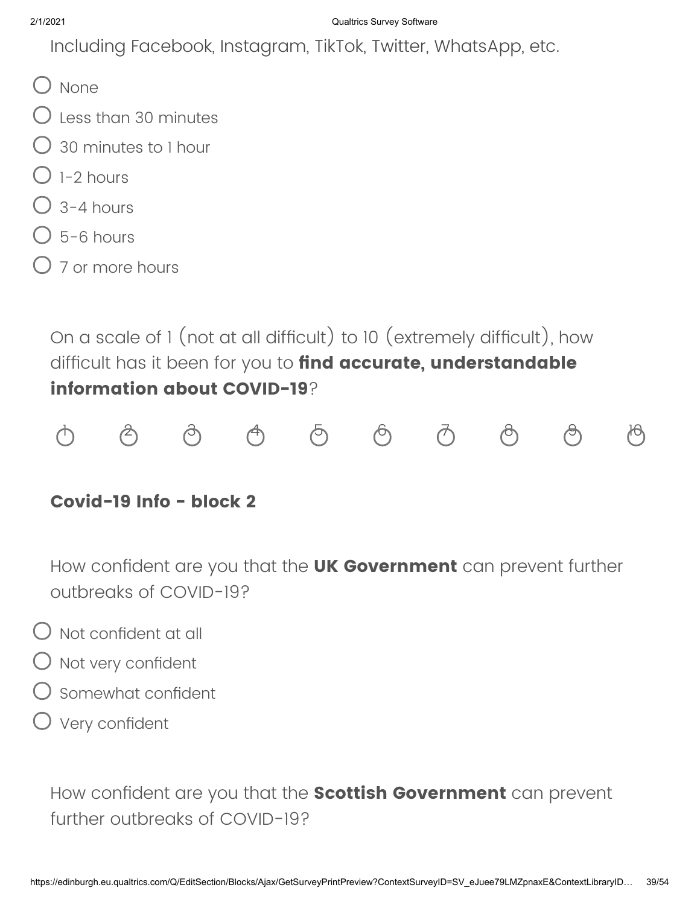Including Facebook, Instagram, TikTok, Twitter, WhatsApp, etc.

- None
- Less than 30 minutes
- 30 minutes to 1 hour
- 1-2 hours
- 3-4 hours
- 5-6 hours
- 7 or more hours

On a scale of 1 (not at all difficult) to 10 (extremely difficult), how difficult has it been for you to **find accurate, understandable information about COVID-19**?

1 2 3 4 5 6 7 8 9 10

## Covid-19 Info - block 2

How confident are you that the **UK Government** can prevent further outbreaks of COVID-19?

- Not confident at all
- Not very confident
- Somewhat confident
- Very confident

How confident are you that the **Scottish Government** can prevent further outbreaks of COVID-19?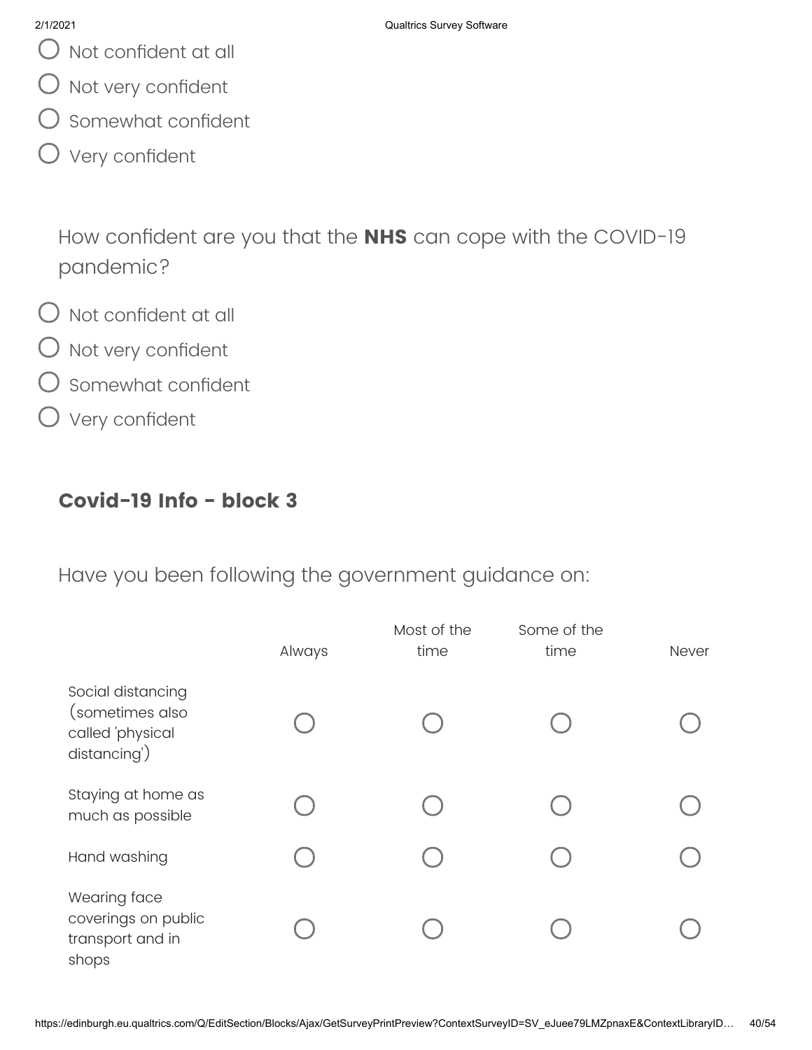- Not confident at all
- Not very confident
- Somewhat confident
- Very confident

How confident are you that the **NHS** can cope with the COVID-19 pandemic?

- Not confident at all
- Not very confident
- Somewhat confident
- Very confident

## Covid-19 Info - block 3

Have you been following the government guidance on:

| | Always | Most of the time | Some of the time | Never |
|---|---|---|---|---|
| Social distancing (sometimes also called 'physical distancing') | ○ | ○ | ○ | ○ |
| Staying at home as much as possible | ○ | ○ | ○ | ○ |
| Hand washing | ○ | ○ | ○ | ○ |
| Wearing face coverings on public transport and in shops | ○ | ○ | ○ | ○ |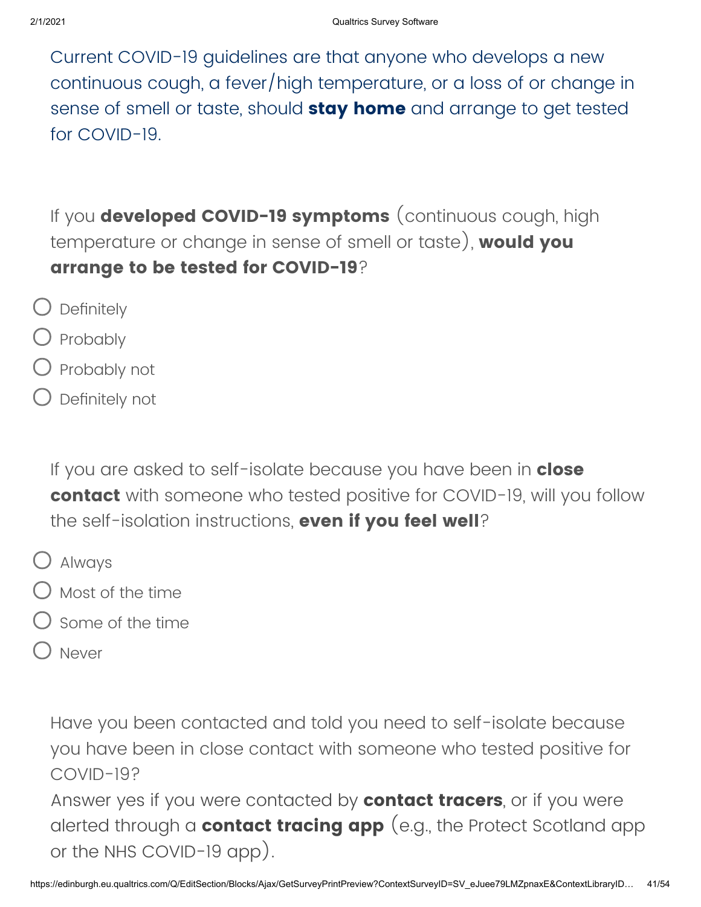Current COVID-19 guidelines are that anyone who develops a new continuous cough, a fever/high temperature, or a loss of or change in sense of smell or taste, should **stay home** and arrange to get tested for COVID-19.

If you **developed COVID-19 symptoms** (continuous cough, high temperature or change in sense of smell or taste), **would you arrange to be tested for COVID-19**?

- Definitely
- Probably
- Probably not
- Definitely not

If you are asked to self-isolate because you have been in **close contact** with someone who tested positive for COVID-19, will you follow the self-isolation instructions, **even if you feel well**?

- Always
- Most of the time
- Some of the time
- Never

Have you been contacted and told you need to self-isolate because you have been in close contact with someone who tested positive for COVID-19?
Answer yes if you were contacted by **contact tracers**, or if you were alerted through a **contact tracing app** (e.g., the Protect Scotland app or the NHS COVID-19 app).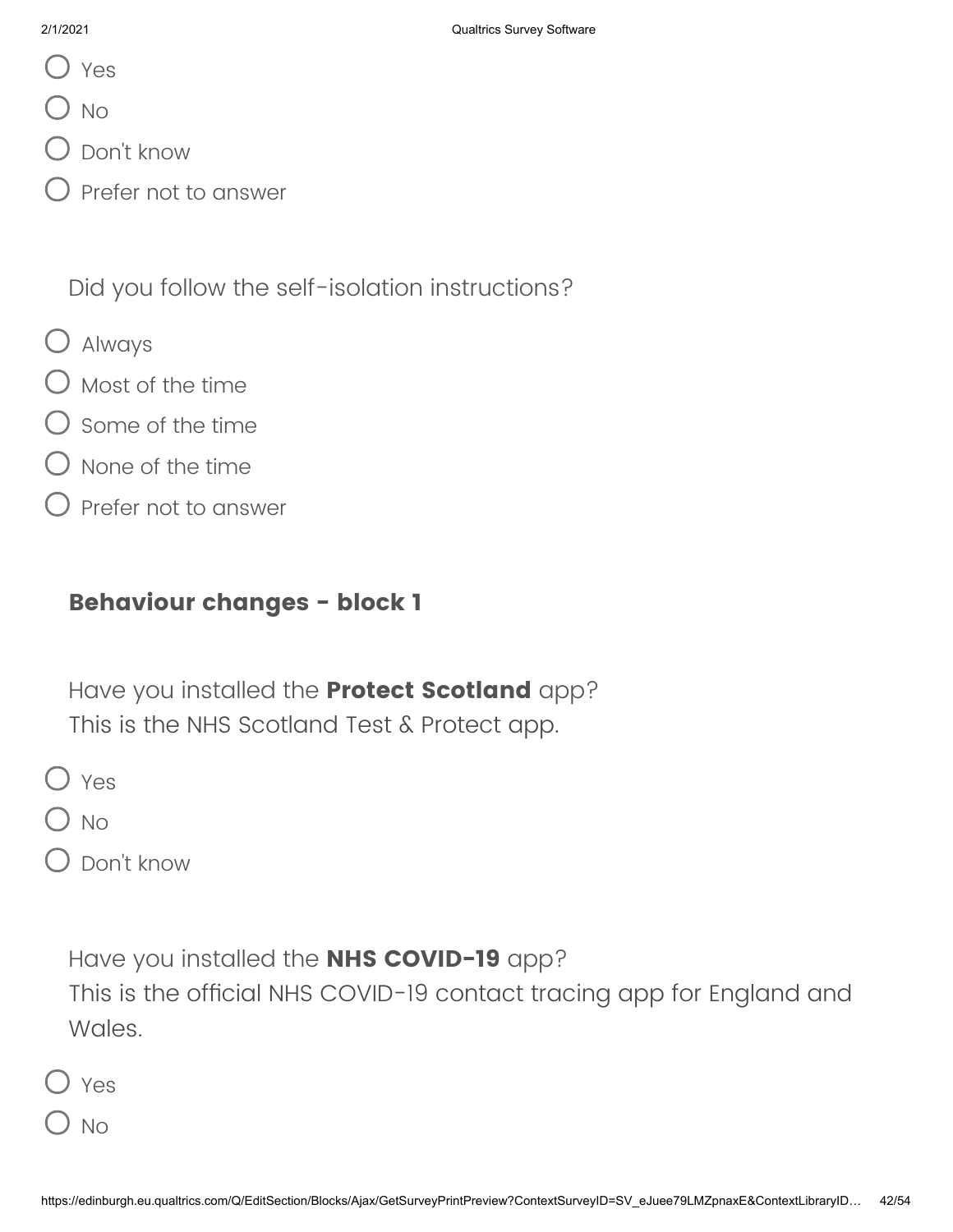- Yes
- No
- Don't know
- Prefer not to answer

Did you follow the self-isolation instructions?

- Always
- Most of the time
- Some of the time
- None of the time
- Prefer not to answer

### Behaviour changes - block 1

Have you installed the **Protect Scotland** app?
This is the NHS Scotland Test & Protect app.

- Yes
- No
- Don't know

Have you installed the **NHS COVID-19** app?
This is the official NHS COVID-19 contact tracing app for England and Wales.

- Yes
- No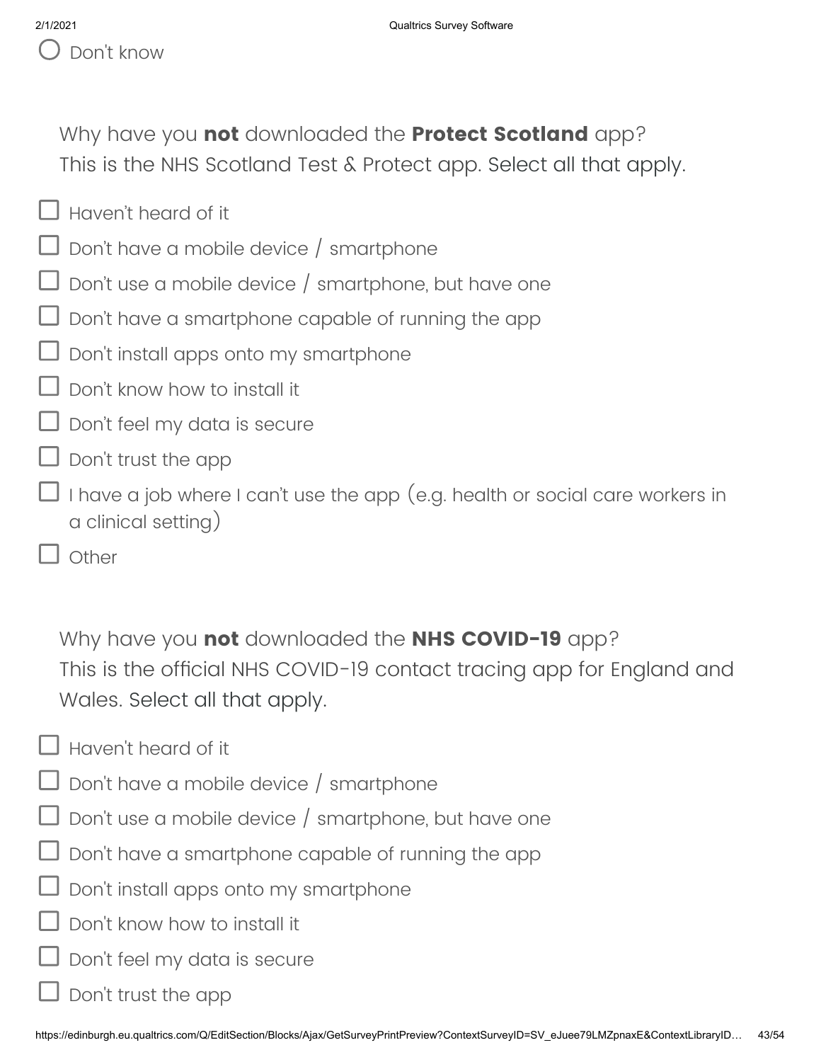- [ ] Don't know

Why have you **not** downloaded the **Protect Scotland** app?
This is the NHS Scotland Test & Protect app. Select all that apply.

- [ ] Haven't heard of it
- [ ] Don't have a mobile device / smartphone
- [ ] Don't use a mobile device / smartphone, but have one
- [ ] Don't have a smartphone capable of running the app
- [ ] Don't install apps onto my smartphone
- [ ] Don't know how to install it
- [ ] Don't feel my data is secure
- [ ] Don't trust the app
- [ ] I have a job where I can't use the app (e.g. health or social care workers in a clinical setting)
- [ ] Other

Why have you **not** downloaded the **NHS COVID-19** app?
This is the official NHS COVID-19 contact tracing app for England and Wales. Select all that apply.

- [ ] Haven't heard of it
- [ ] Don't have a mobile device / smartphone
- [ ] Don't use a mobile device / smartphone, but have one
- [ ] Don't have a smartphone capable of running the app
- [ ] Don't install apps onto my smartphone
- [ ] Don't know how to install it
- [ ] Don't feel my data is secure
- [ ] Don't trust the app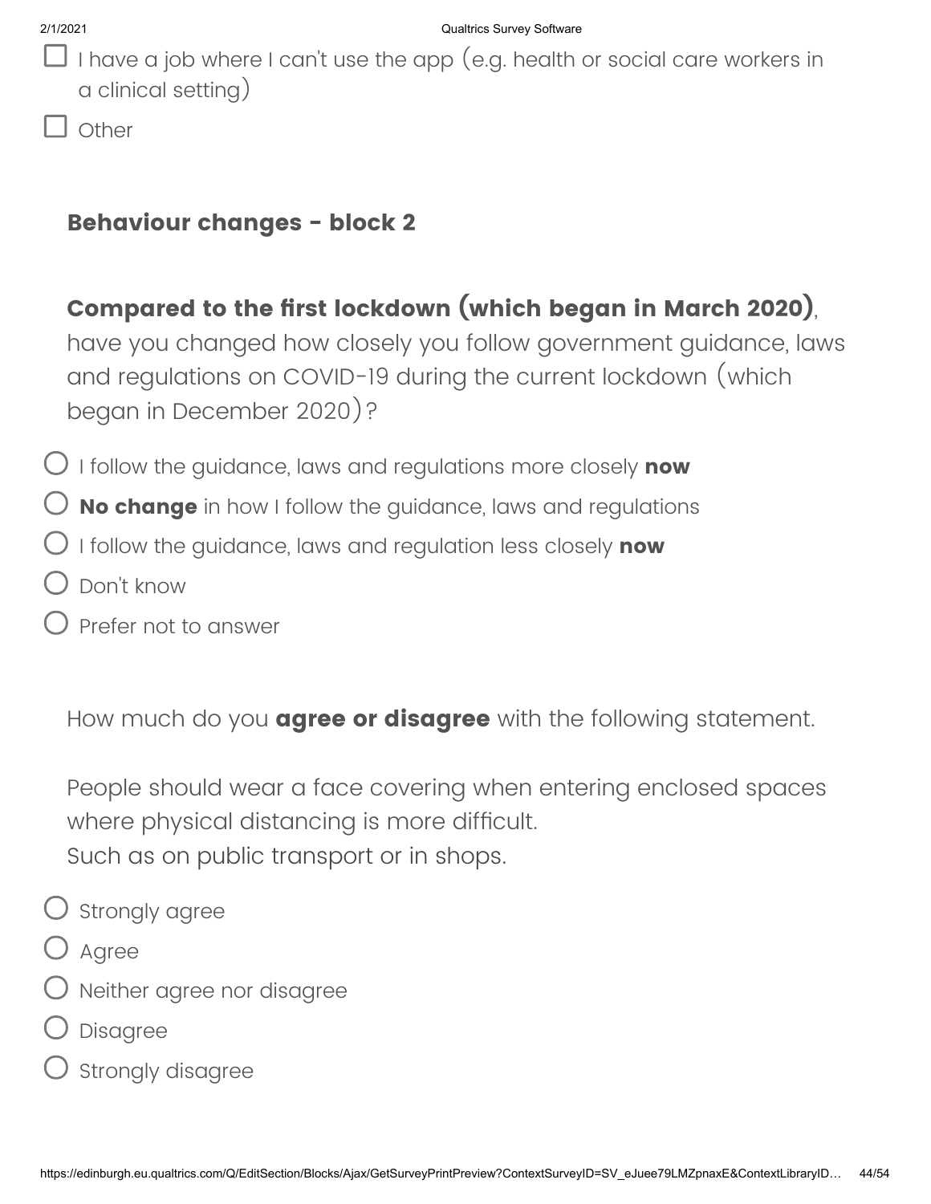- ☐ I have a job where I can't use the app (e.g. health or social care workers in a clinical setting)
- ☐ Other

## Behaviour changes - block 2

**Compared to the first lockdown (which began in March 2020)**, have you changed how closely you follow government guidance, laws and regulations on COVID-19 during the current lockdown (which began in December 2020)?

- ○ I follow the guidance, laws and regulations more closely **now**
- ○ **No change** in how I follow the guidance, laws and regulations
- ○ I follow the guidance, laws and regulation less closely **now**
- ○ Don't know
- ○ Prefer not to answer

How much do you **agree or disagree** with the following statement.

People should wear a face covering when entering enclosed spaces where physical distancing is more difficult.
Such as on public transport or in shops.

- ○ Strongly agree
- ○ Agree
- ○ Neither agree nor disagree
- ○ Disagree
- ○ Strongly disagree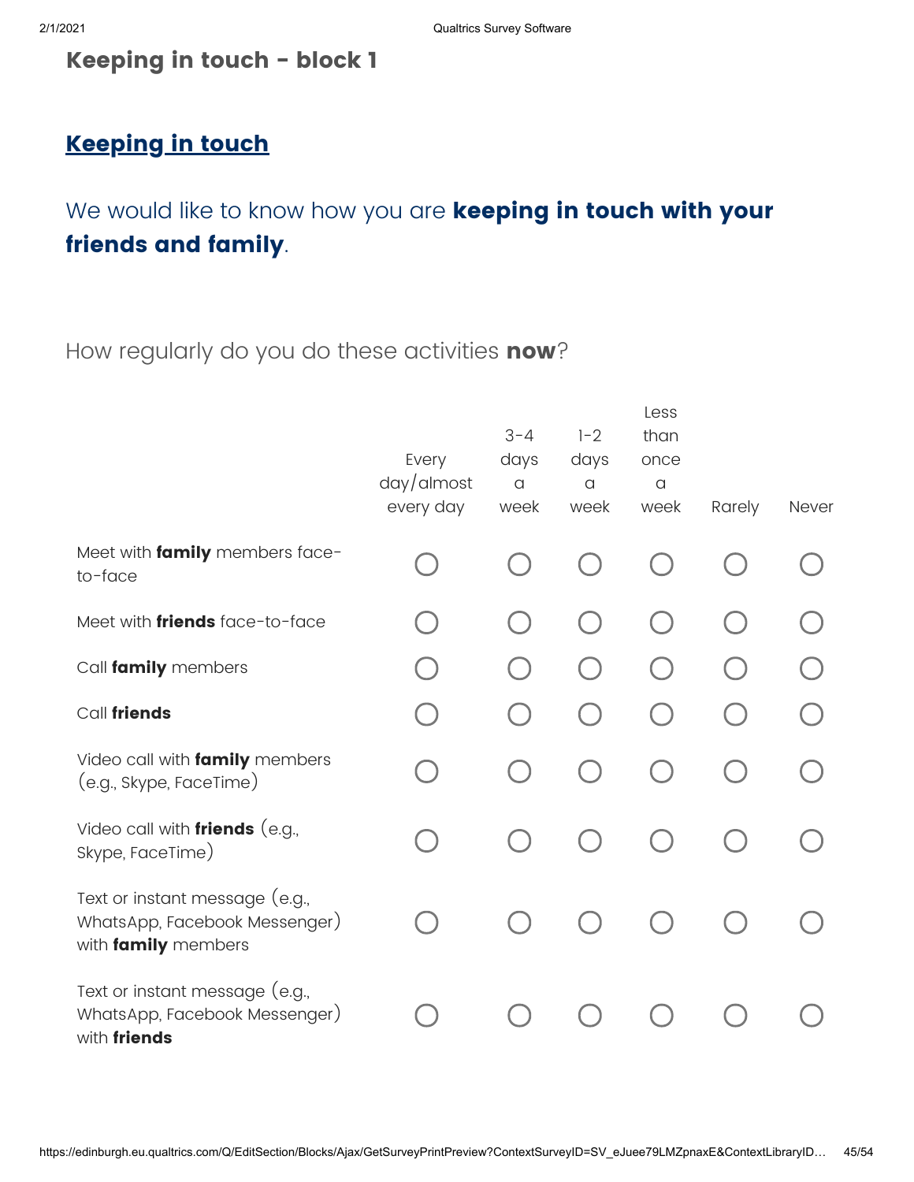## Keeping in touch - block 1

### Keeping in touch

We would like to know how you are **keeping in touch with your friends and family**.

How regularly do you do these activities **now**?

| | Every day/almost every day | 3-4 days a week | 1-2 days a week | Less than once a week | Rarely | Never |
|---|---|---|---|---|---|---|
| Meet with **family** members face-to-face | ○ | ○ | ○ | ○ | ○ | ○ |
| Meet with **friends** face-to-face | ○ | ○ | ○ | ○ | ○ | ○ |
| Call **family** members | ○ | ○ | ○ | ○ | ○ | ○ |
| Call **friends** | ○ | ○ | ○ | ○ | ○ | ○ |
| Video call with **family** members (e.g., Skype, FaceTime) | ○ | ○ | ○ | ○ | ○ | ○ |
| Video call with **friends** (e.g., Skype, FaceTime) | ○ | ○ | ○ | ○ | ○ | ○ |
| Text or instant message (e.g., WhatsApp, Facebook Messenger) with **family** members | ○ | ○ | ○ | ○ | ○ | ○ |
| Text or instant message (e.g., WhatsApp, Facebook Messenger) with **friends** | ○ | ○ | ○ | ○ | ○ | ○ |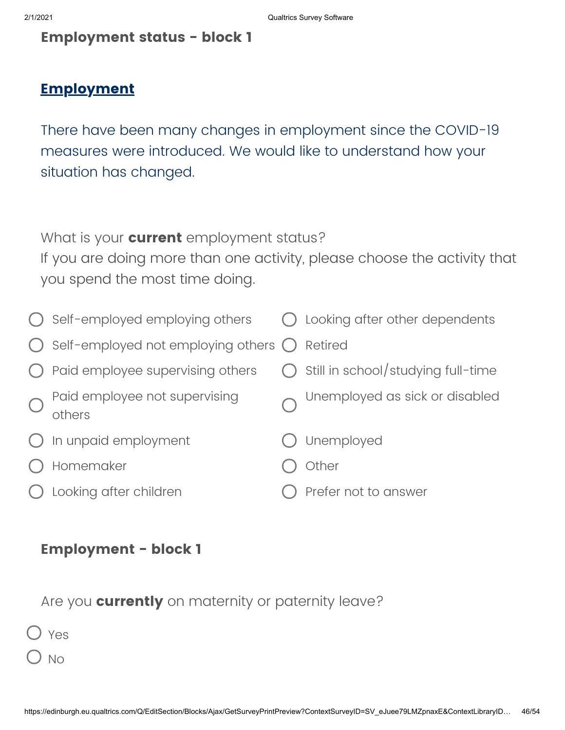### Employment status - block 1

## Employment

There have been many changes in employment since the COVID-19 measures were introduced. We would like to understand how your situation has changed.

What is your **current** employment status?
If you are doing more than one activity, please choose the activity that you spend the most time doing.

- ○ Self-employed employing others
- ○ Self-employed not employing others
- ○ Paid employee supervising others
- ○ Paid employee not supervising others
- ○ In unpaid employment
- ○ Homemaker
- ○ Looking after children
- ○ Looking after other dependents
- ○ Retired
- ○ Still in school/studying full-time
- ○ Unemployed as sick or disabled
- ○ Unemployed
- ○ Other
- ○ Prefer not to answer

### Employment - block 1

Are you **currently** on maternity or paternity leave?

- ○ Yes
- ○ No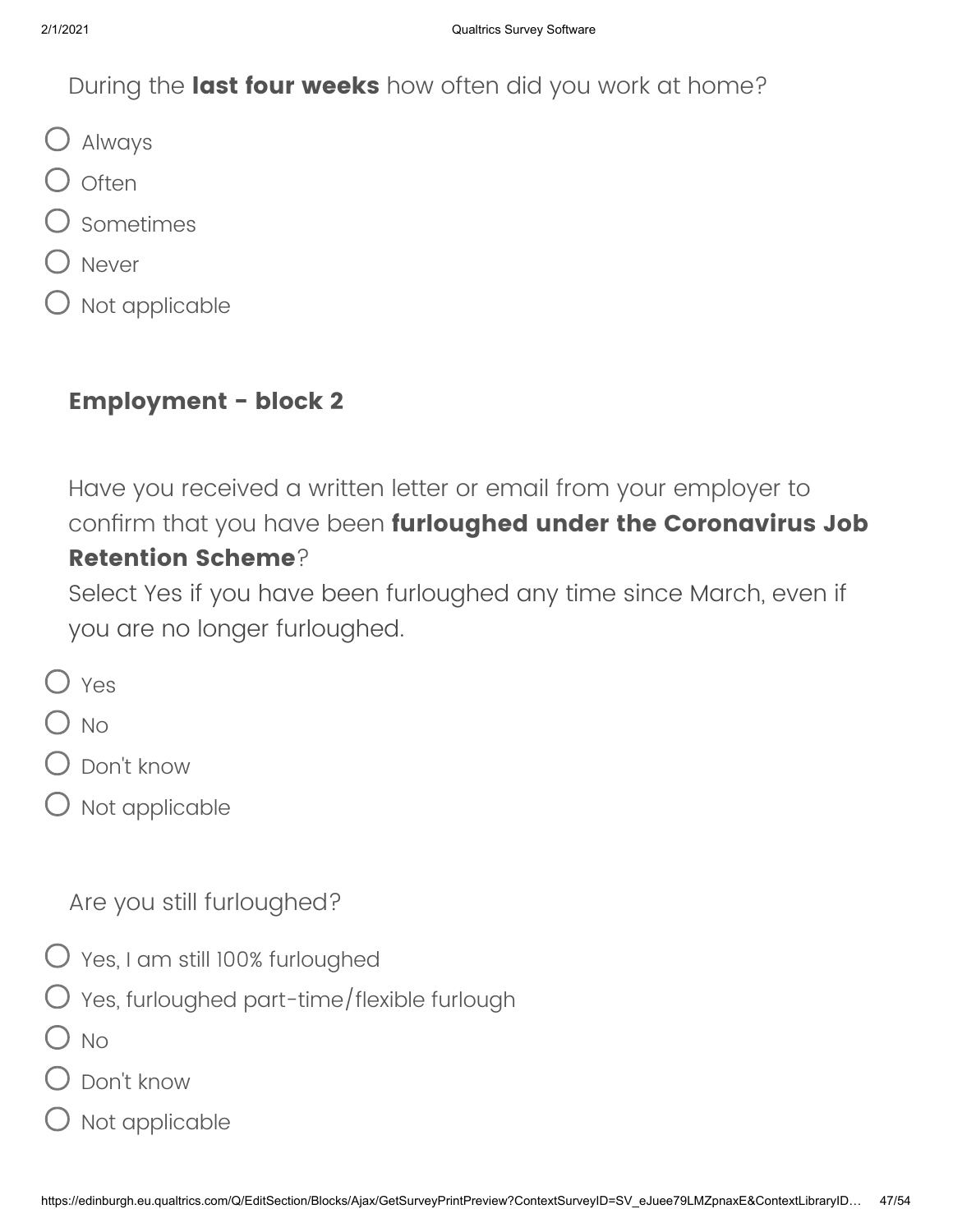During the **last four weeks** how often did you work at home?

- Always
- Often
- Sometimes
- Never
- Not applicable

## Employment - block 2

Have you received a written letter or email from your employer to confirm that you have been **furloughed under the Coronavirus Job Retention Scheme**?
Select Yes if you have been furloughed any time since March, even if you are no longer furloughed.

- Yes
- No
- Don't know
- Not applicable

Are you still furloughed?

- Yes, I am still 100% furloughed
- Yes, furloughed part-time/flexible furlough
- No
- Don't know
- Not applicable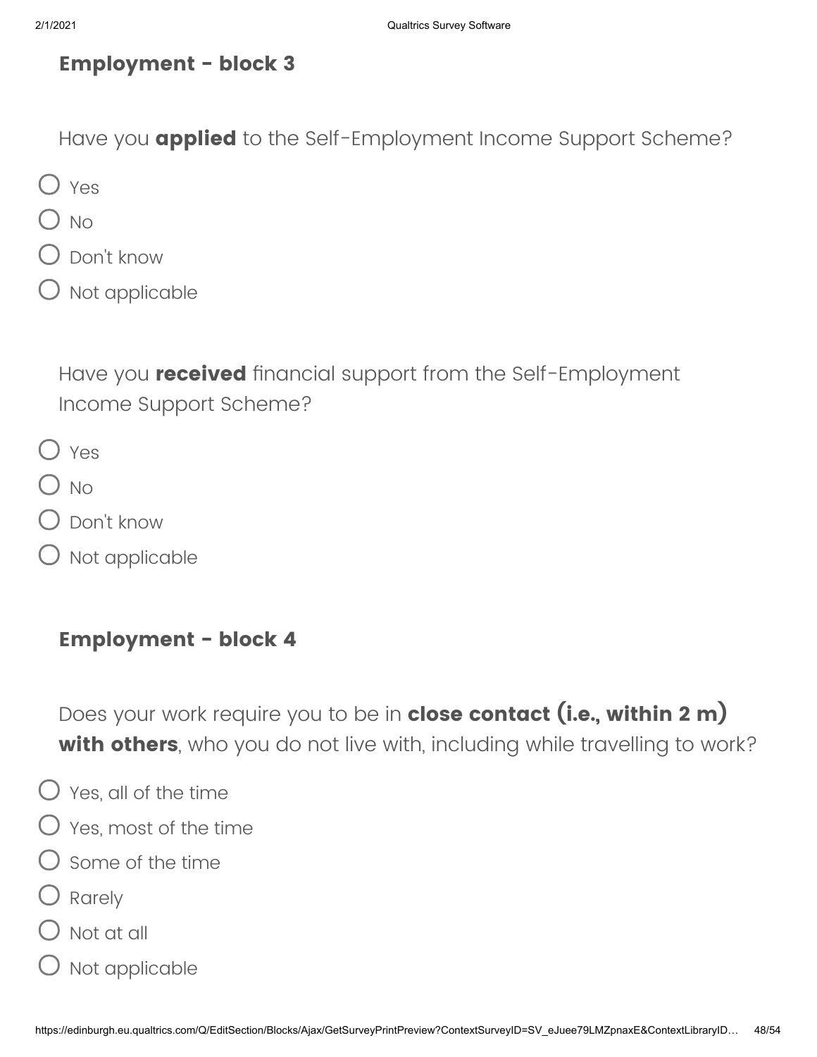## Employment - block 3

Have you **applied** to the Self-Employment Income Support Scheme?

- Yes
- No
- Don't know
- Not applicable

Have you **received** financial support from the Self-Employment Income Support Scheme?

- Yes
- No
- Don't know
- Not applicable

## Employment - block 4

Does your work require you to be in **close contact (i.e., within 2 m) with others**, who you do not live with, including while travelling to work?

- Yes, all of the time
- Yes, most of the time
- Some of the time
- Rarely
- Not at all
- Not applicable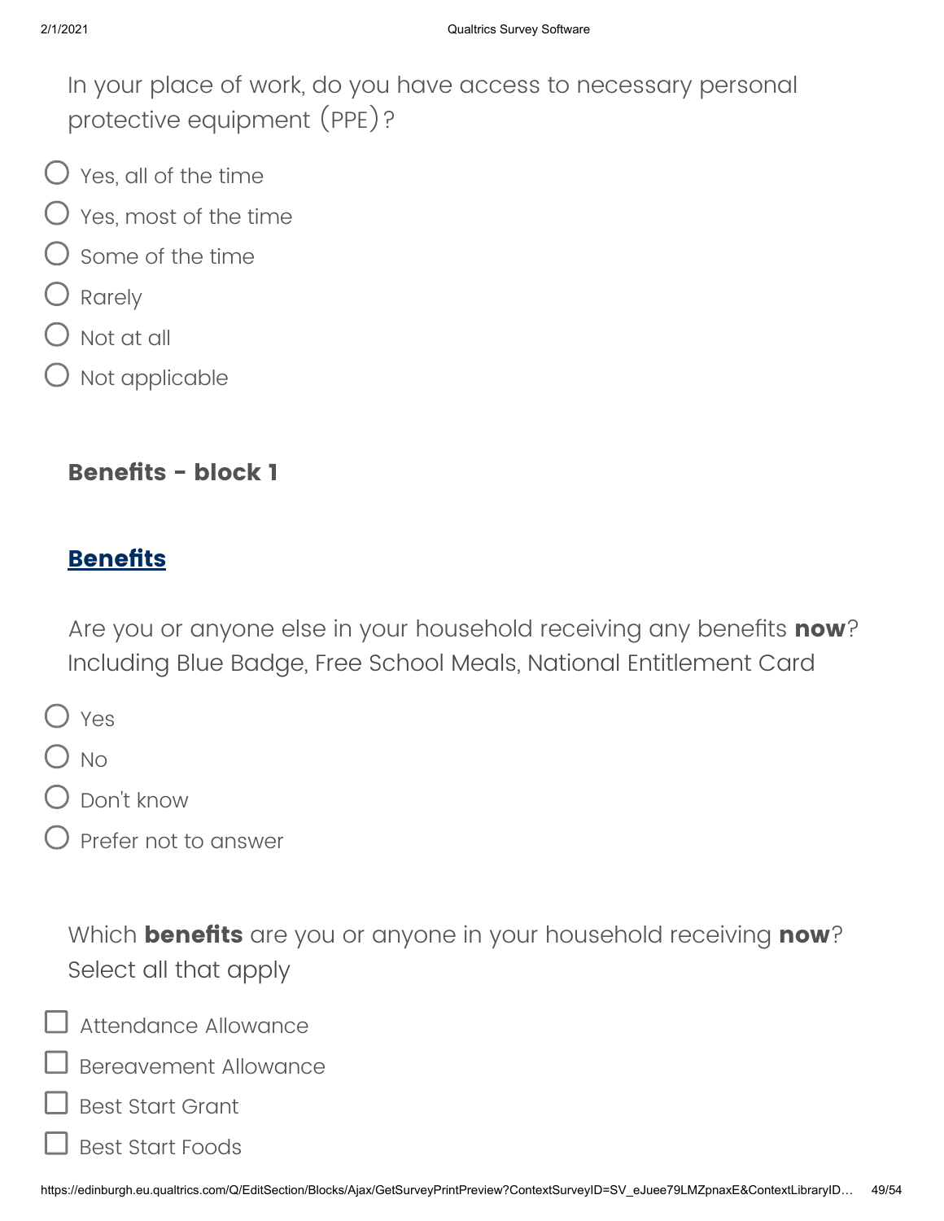In your place of work, do you have access to necessary personal protective equipment (PPE)?

- ○ Yes, all of the time
- ○ Yes, most of the time
- ○ Some of the time
- ○ Rarely
- ○ Not at all
- ○ Not applicable

### Benefits - block 1

### Benefits

Are you or anyone else in your household receiving any benefits **now**? Including Blue Badge, Free School Meals, National Entitlement Card

- ○ Yes
- ○ No
- ○ Don't know
- ○ Prefer not to answer

Which **benefits** are you or anyone in your household receiving **now**? Select all that apply

- ☐ Attendance Allowance
- ☐ Bereavement Allowance
- ☐ Best Start Grant
- ☐ Best Start Foods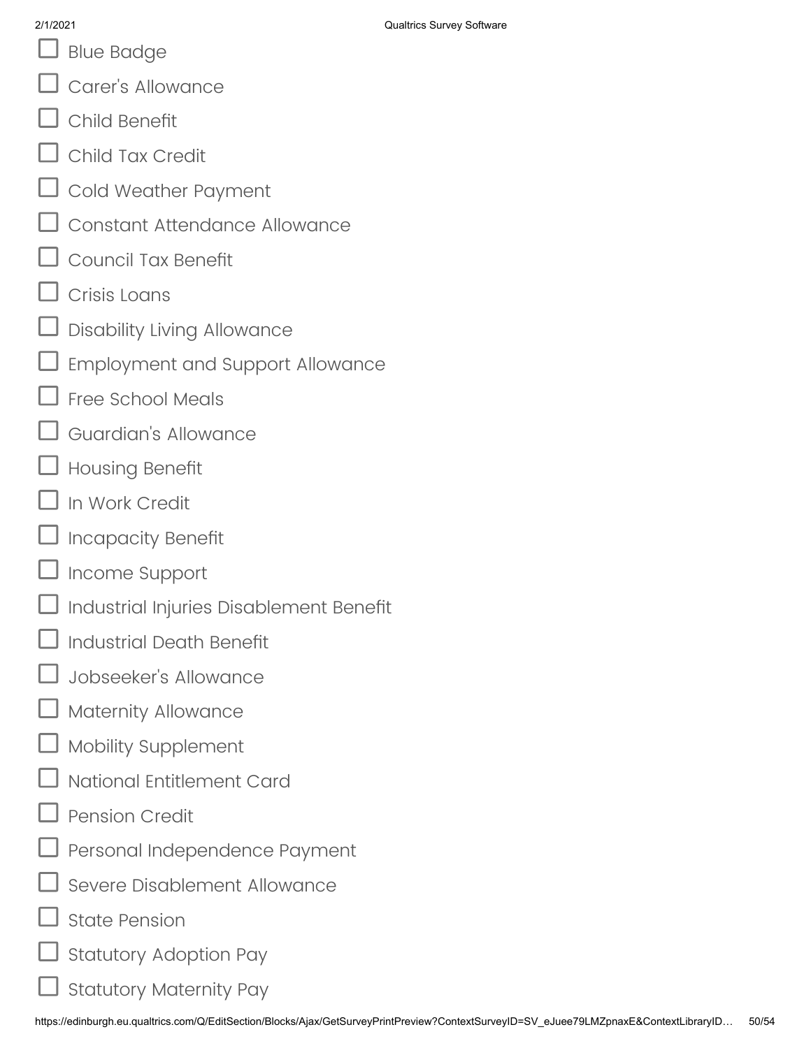- ☐ Blue Badge
- ☐ Carer's Allowance
- ☐ Child Benefit
- ☐ Child Tax Credit
- ☐ Cold Weather Payment
- ☐ Constant Attendance Allowance
- ☐ Council Tax Benefit
- ☐ Crisis Loans
- ☐ Disability Living Allowance
- ☐ Employment and Support Allowance
- ☐ Free School Meals
- ☐ Guardian's Allowance
- ☐ Housing Benefit
- ☐ In Work Credit
- ☐ Incapacity Benefit
- ☐ Income Support
- ☐ Industrial Injuries Disablement Benefit
- ☐ Industrial Death Benefit
- ☐ Jobseeker's Allowance
- ☐ Maternity Allowance
- ☐ Mobility Supplement
- ☐ National Entitlement Card
- ☐ Pension Credit
- ☐ Personal Independence Payment
- ☐ Severe Disablement Allowance
- ☐ State Pension
- ☐ Statutory Adoption Pay
- ☐ Statutory Maternity Pay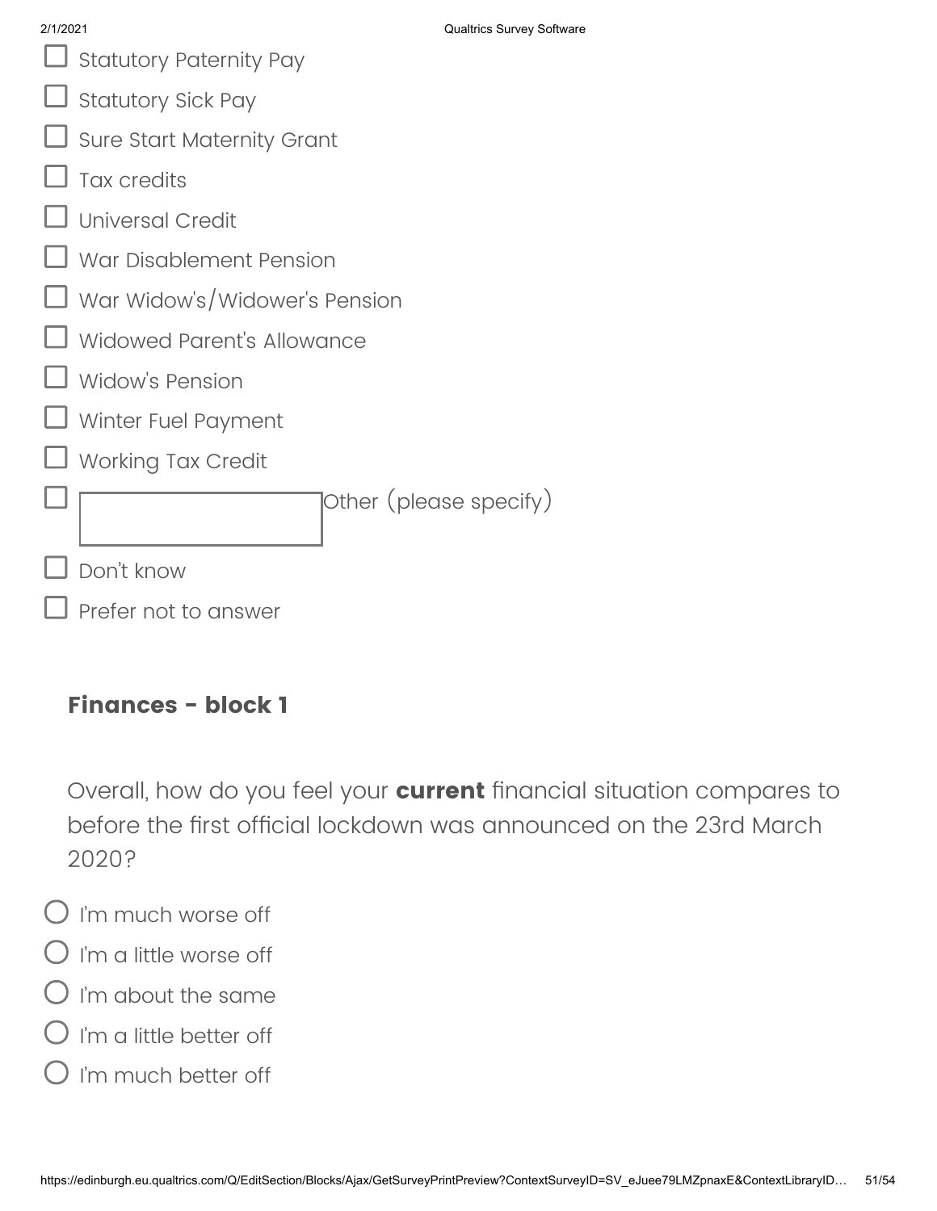- ☐ Statutory Paternity Pay
- ☐ Statutory Sick Pay
- ☐ Sure Start Maternity Grant
- ☐ Tax credits
- ☐ Universal Credit
- ☐ War Disablement Pension
- ☐ War Widow's/Widower's Pension
- ☐ Widowed Parent's Allowance
- ☐ Widow's Pension
- ☐ Winter Fuel Payment
- ☐ Working Tax Credit
- ☐ [ ] Other (please specify)
- ☐ Don't know
- ☐ Prefer not to answer

## Finances - block 1

Overall, how do you feel your **current** financial situation compares to before the first official lockdown was announced on the 23rd March 2020?

- ○ I'm much worse off
- ○ I'm a little worse off
- ○ I'm about the same
- ○ I'm a little better off
- ○ I'm much better off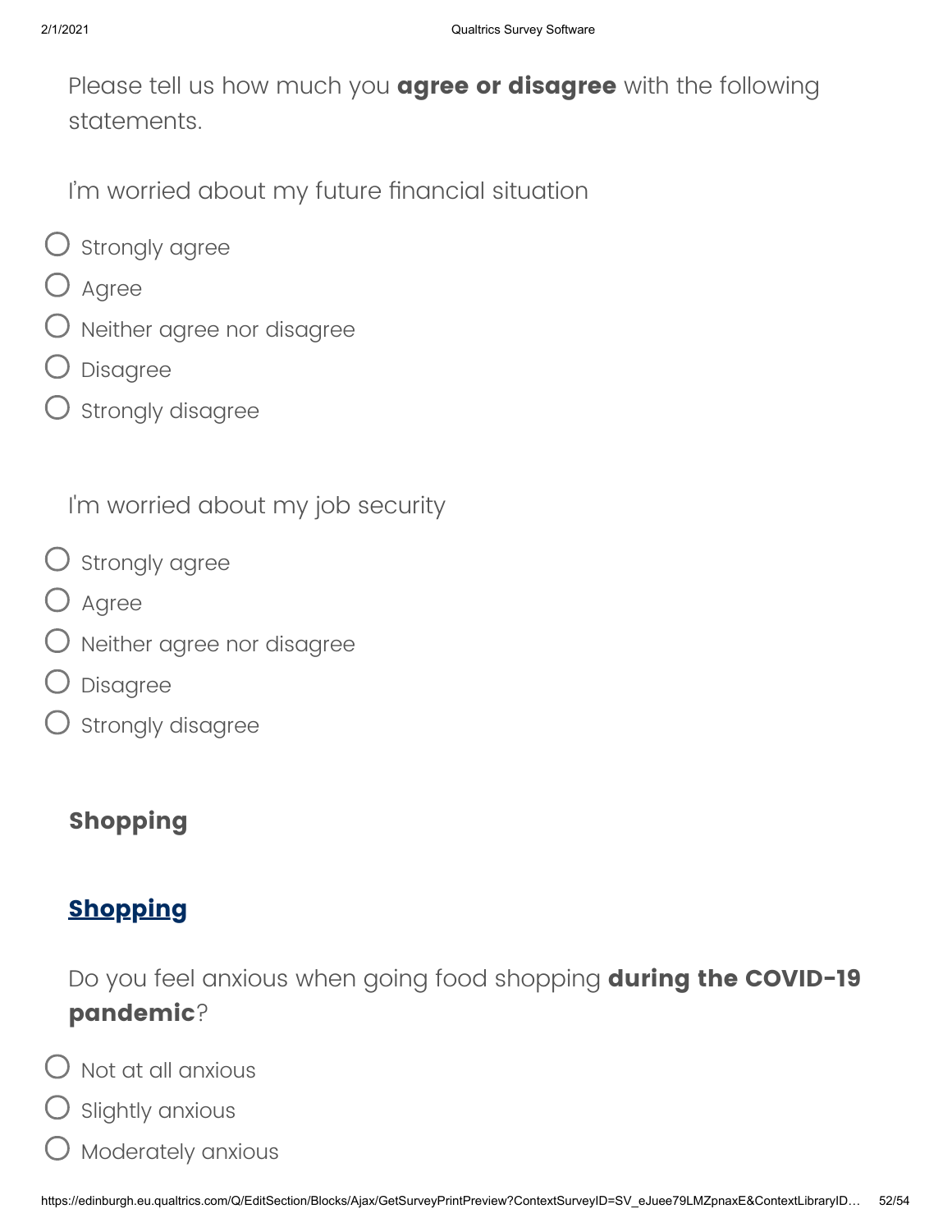Please tell us how much you **agree or disagree** with the following statements.

I'm worried about my future financial situation

- Strongly agree
- Agree
- Neither agree nor disagree
- Disagree
- Strongly disagree

I'm worried about my job security

- Strongly agree
- Agree
- Neither agree nor disagree
- Disagree
- Strongly disagree

## Shopping

## Shopping

Do you feel anxious when going food shopping **during the COVID-19 pandemic**?

- Not at all anxious
- Slightly anxious
- Moderately anxious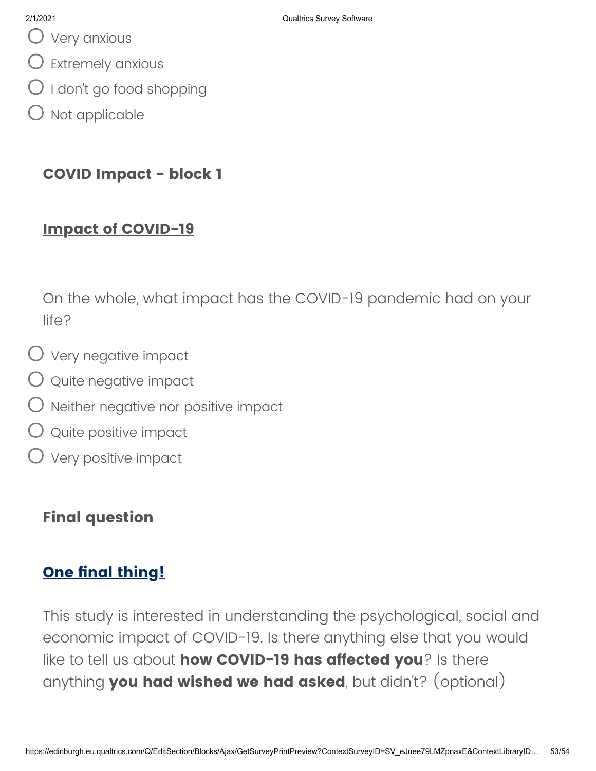- Very anxious
- Extremely anxious
- I don't go food shopping
- Not applicable

### COVID Impact - block 1

#### Impact of COVID-19

On the whole, what impact has the COVID-19 pandemic had on your life?

- Very negative impact
- Quite negative impact
- Neither negative nor positive impact
- Quite positive impact
- Very positive impact

### Final question

#### One final thing!

This study is interested in understanding the psychological, social and economic impact of COVID-19. Is there anything else that you would like to tell us about **how COVID-19 has affected you**? Is there anything **you had wished we had asked**, but didn't? (optional)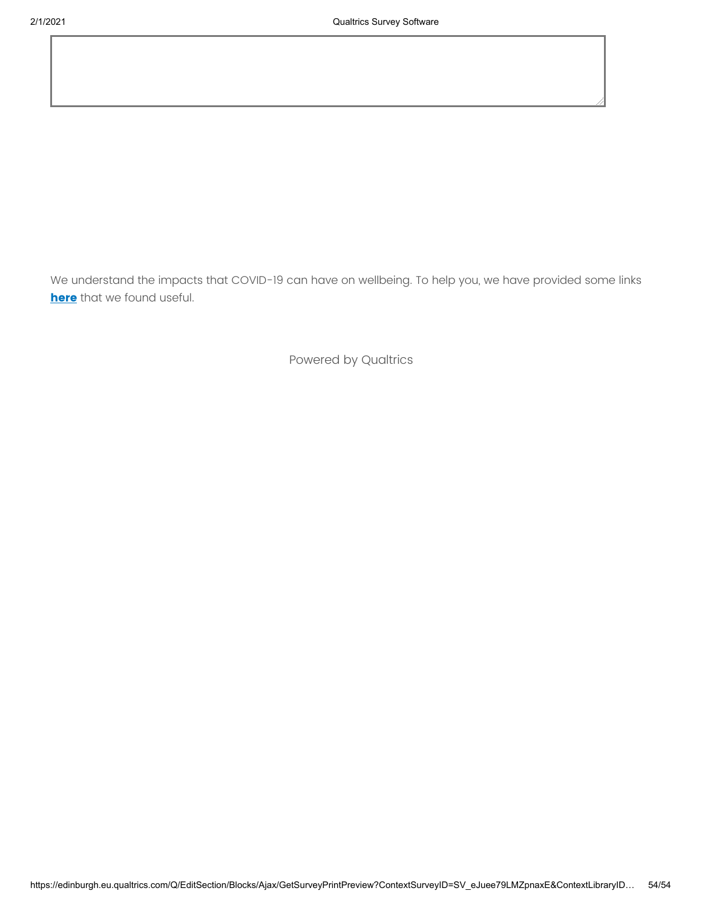We understand the impacts that COVID-19 can have on wellbeing. To help you, we have provided some links **here** that we found useful.

Powered by Qualtrics